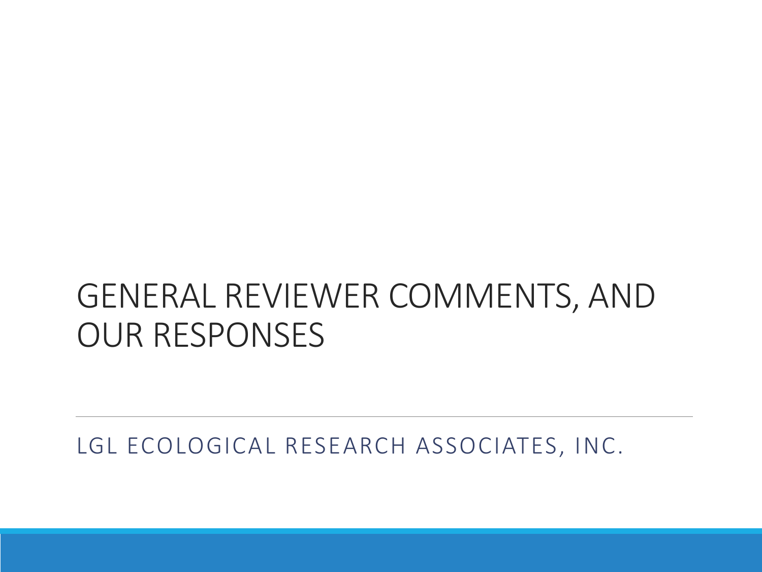# GENERAL REVIEWER COMMENTS, AND OUR RESPONSES

LGL ECOLOGICAL RESEARCH ASSOCIATES, INC.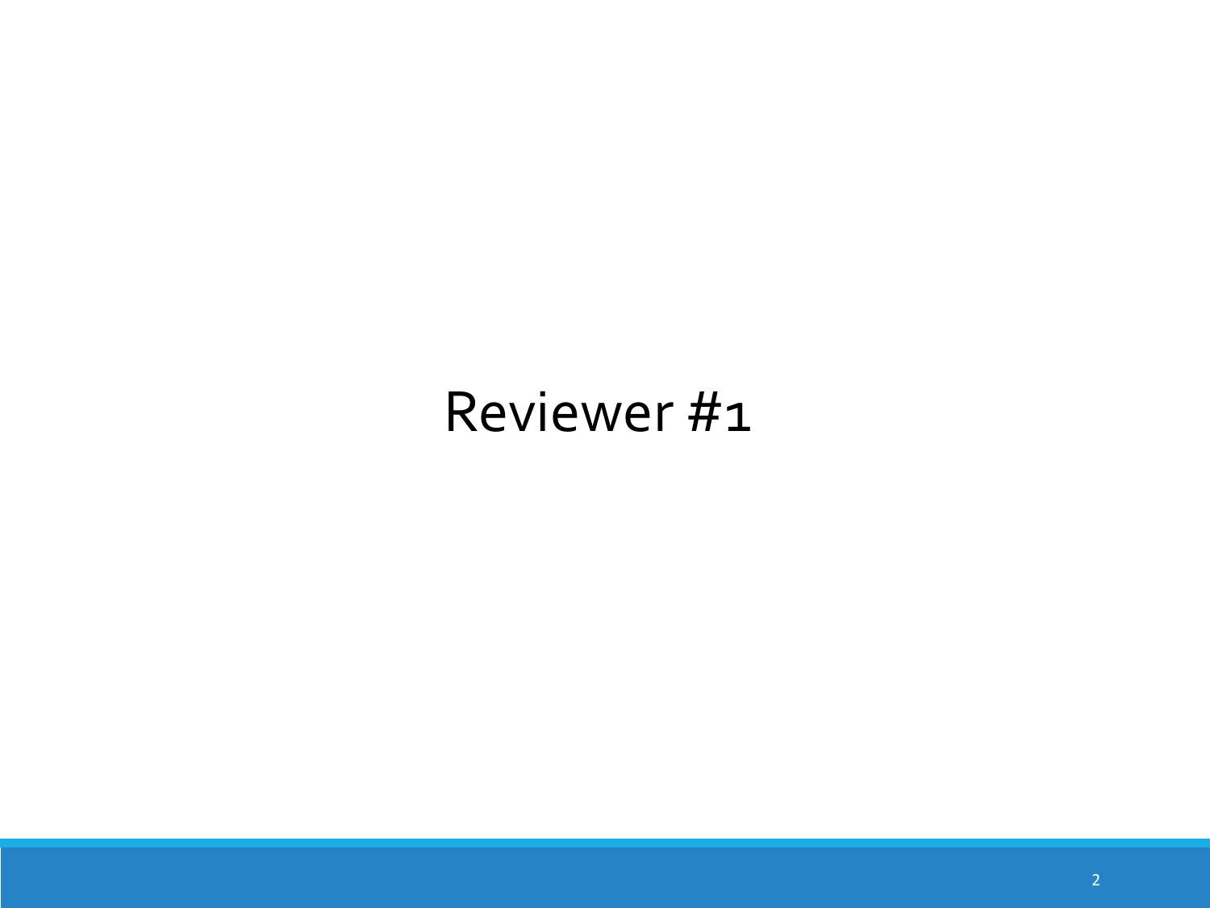# Reviewer #1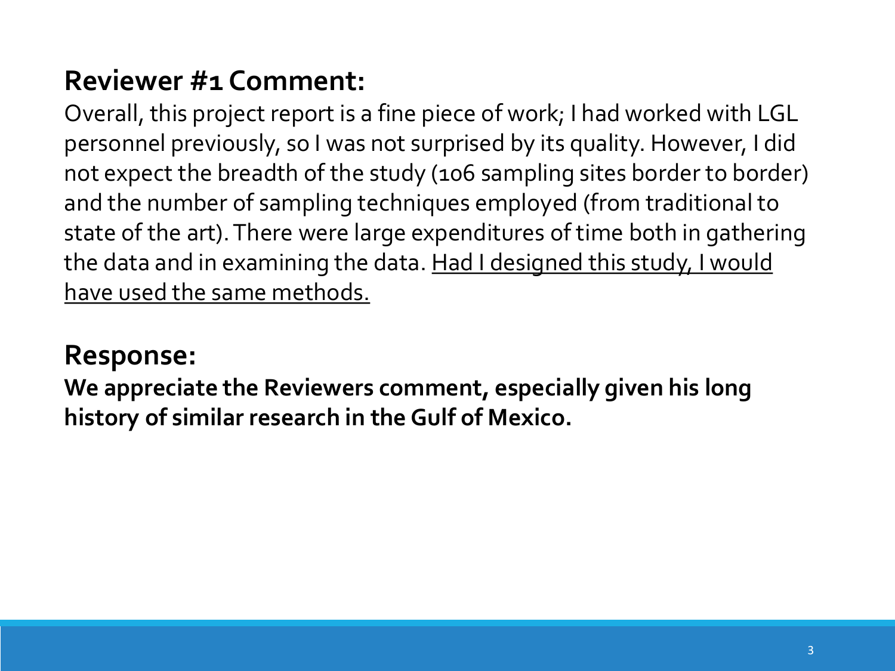## Reviewer #1 Comment:

Overall, this project report is a fine piece of work; I had worked with LGL personnel previously, so I was not surprised by its quality. However, I did not expect the breadth of the study (106 sampling sites border to border) and the number of sampling techniques employed (from traditional to state of the art). There were large expenditures of time both in gathering the data and in examining the data. <u>Had I designed this study, I would have used the same methods.</u>

## Response:

**We appreciate the Reviewers comment, especially given his long history of similar research in the Gulf of Mexico.**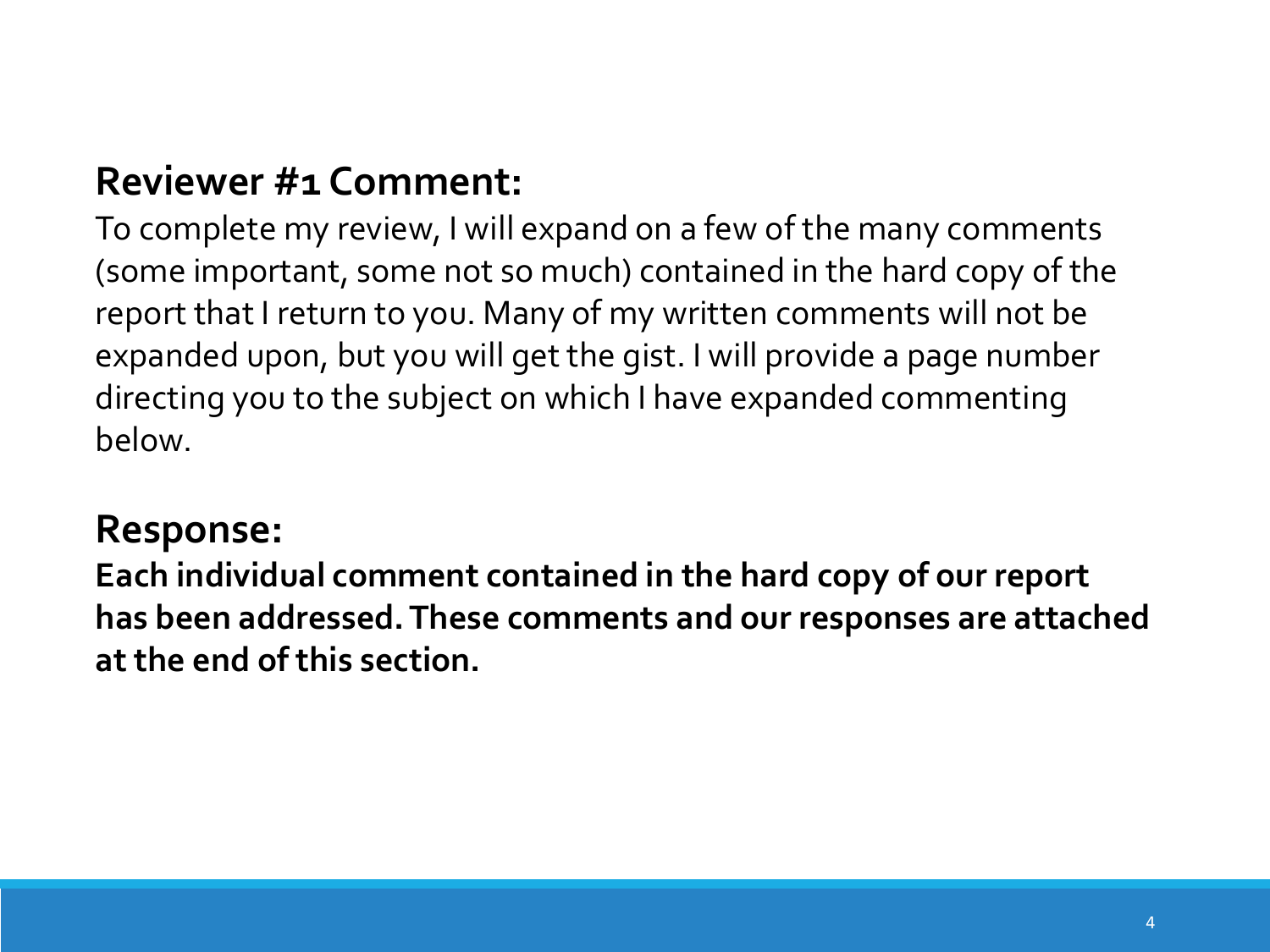**Reviewer #1 Comment:**

To complete my review, I will expand on a few of the many comments (some important, some not so much) contained in the hard copy of the report that I return to you. Many of my written comments will not be expanded upon, but you will get the gist. I will provide a page number directing you to the subject on which I have expanded commenting below.

**Response:**

**Each individual comment contained in the hard copy of our report has been addressed. These comments and our responses are attached at the end of this section.**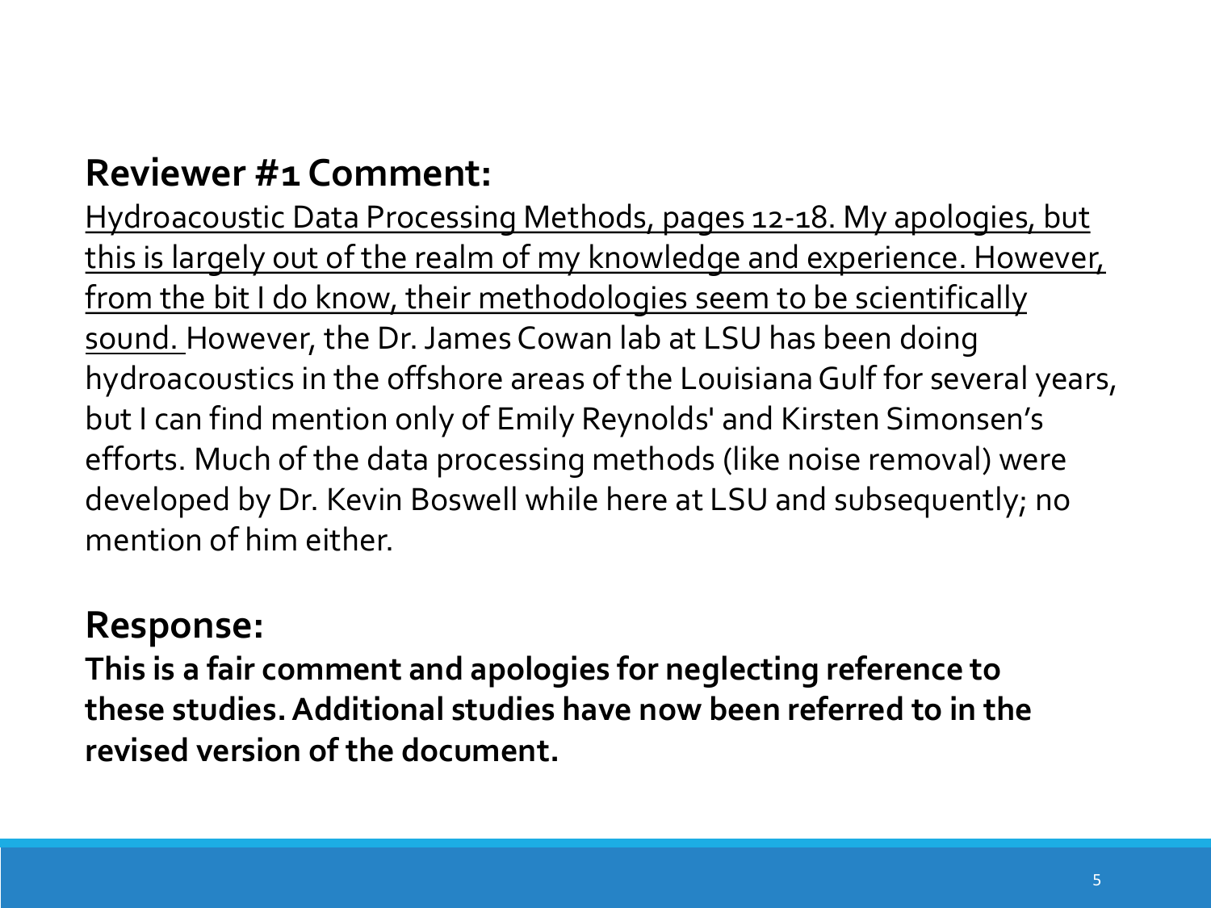## Reviewer #1 Comment:

<u>Hydroacoustic Data Processing Methods, pages 12-18. My apologies, but this is largely out of the realm of my knowledge and experience. However, from the bit I do know, their methodologies seem to be scientifically sound.</u> However, the Dr. James Cowan lab at LSU has been doing hydroacoustics in the offshore areas of the Louisiana Gulf for several years, but I can find mention only of Emily Reynolds' and Kirsten Simonsen's efforts. Much of the data processing methods (like noise removal) were developed by Dr. Kevin Boswell while here at LSU and subsequently; no mention of him either.

## Response:

**This is a fair comment and apologies for neglecting reference to these studies. Additional studies have now been referred to in the revised version of the document.**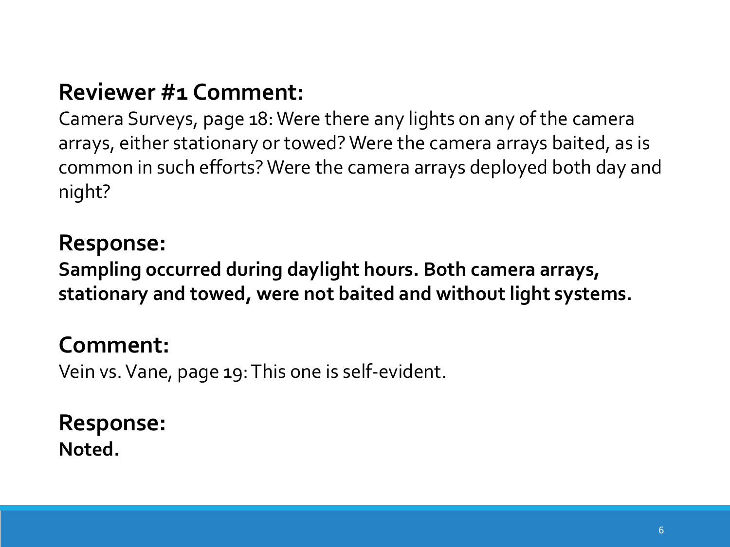## Reviewer #1 Comment:

Camera Surveys, page 18: Were there any lights on any of the camera arrays, either stationary or towed? Were the camera arrays baited, as is common in such efforts? Were the camera arrays deployed both day and night?

## Response:

**Sampling occurred during daylight hours. Both camera arrays, stationary and towed, were not baited and without light systems.**

## Comment:

Vein vs. Vane, page 19: This one is self-evident.

## Response:

**Noted.**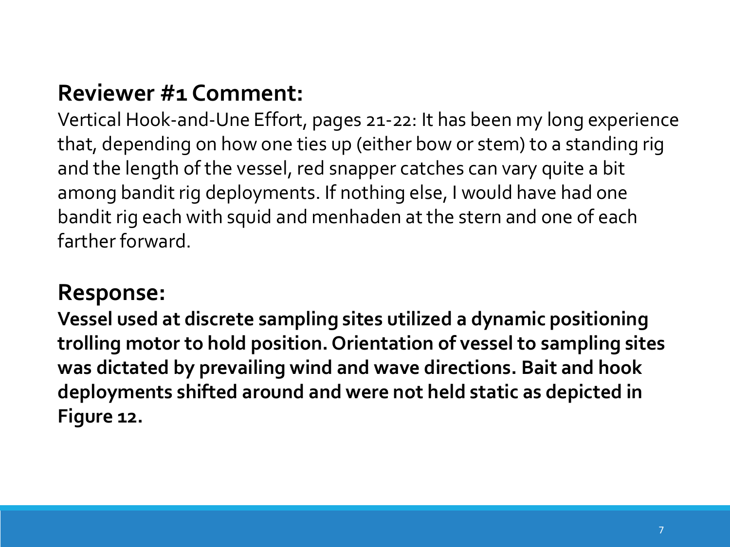## Reviewer #1 Comment:

Vertical Hook-and-Une Effort, pages 21-22: It has been my long experience that, depending on how one ties up (either bow or stem) to a standing rig and the length of the vessel, red snapper catches can vary quite a bit among bandit rig deployments. If nothing else, I would have had one bandit rig each with squid and menhaden at the stern and one of each farther forward.

## Response:

**Vessel used at discrete sampling sites utilized a dynamic positioning trolling motor to hold position. Orientation of vessel to sampling sites was dictated by prevailing wind and wave directions. Bait and hook deployments shifted around and were not held static as depicted in Figure 12.**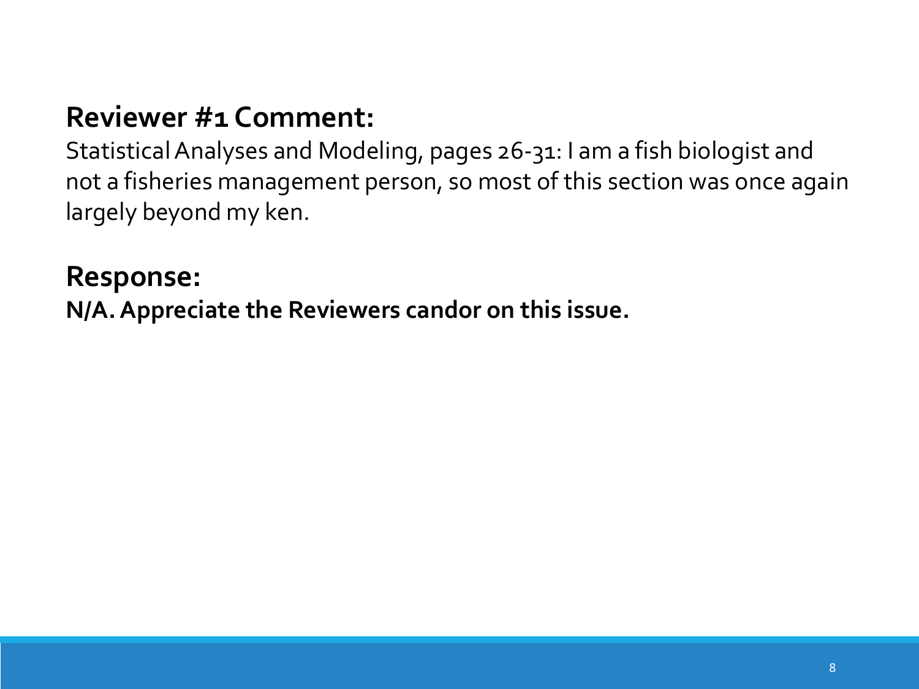## Reviewer #1 Comment:

Statistical Analyses and Modeling, pages 26-31: I am a fish biologist and not a fisheries management person, so most of this section was once again largely beyond my ken.

## Response:

**N/A. Appreciate the Reviewers candor on this issue.**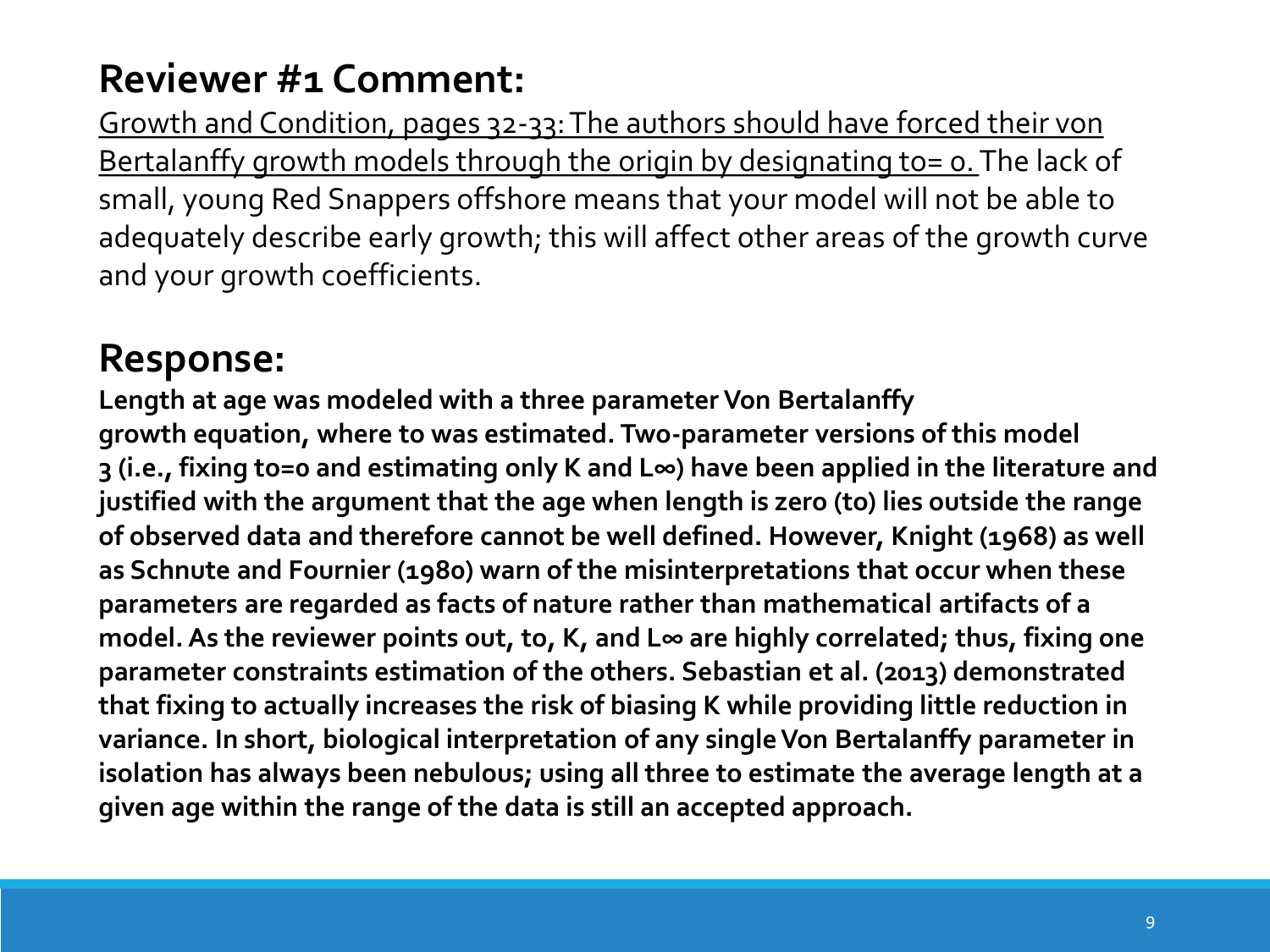## Reviewer #1 Comment:

Growth and Condition, pages 32-33: The authors should have forced their von Bertalanffy growth models through the origin by designating $t_0 = 0$. The lack of small, young Red Snappers offshore means that your model will not be able to adequately describe early growth; this will affect other areas of the growth curve and your growth coefficients.

## Response:

**Length at age was modeled with a three parameter Von Bertalanffy growth equation, where $t_0$ was estimated. Two-parameter versions of this model 3 (i.e., fixing $t_0=0$ and estimating only K and $L_\infty$) have been applied in the literature and justified with the argument that the age when length is zero ($t_0$) lies outside the range of observed data and therefore cannot be well defined. However, Knight (1968) as well as Schnute and Fournier (1980) warn of the misinterpretations that occur when these parameters are regarded as facts of nature rather than mathematical artifacts of a model. As the reviewer points out, $t_0$, K, and $L_\infty$ are highly correlated; thus, fixing one parameter constraints estimation of the others. Sebastian et al. (2013) demonstrated that fixing $t_0$ actually increases the risk of biasing K while providing little reduction in variance. In short, biological interpretation of any single Von Bertalanffy parameter in isolation has always been nebulous; using all three to estimate the average length at a given age within the range of the data is still an accepted approach.**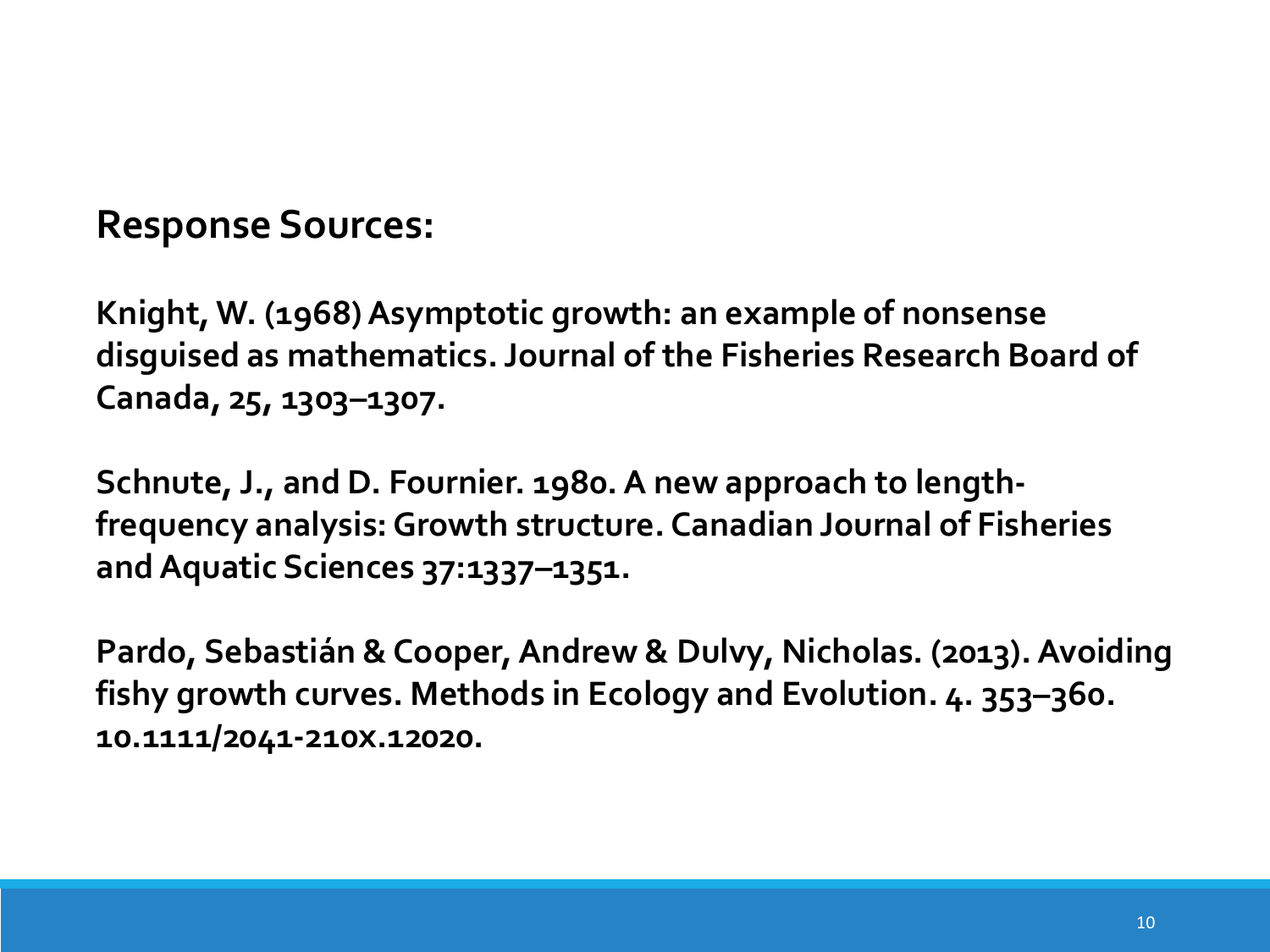## Response Sources:

**Knight, W. (1968) Asymptotic growth: an example of nonsense disguised as mathematics. Journal of the Fisheries Research Board of Canada, 25, 1303–1307.**

**Schnute, J., and D. Fournier. 1980. A new approach to length-frequency analysis: Growth structure. Canadian Journal of Fisheries and Aquatic Sciences 37:1337–1351.**

**Pardo, Sebastián & Cooper, Andrew & Dulvy, Nicholas. (2013). Avoiding fishy growth curves. Methods in Ecology and Evolution. 4. 353–360. 10.1111/2041-210X.12020.**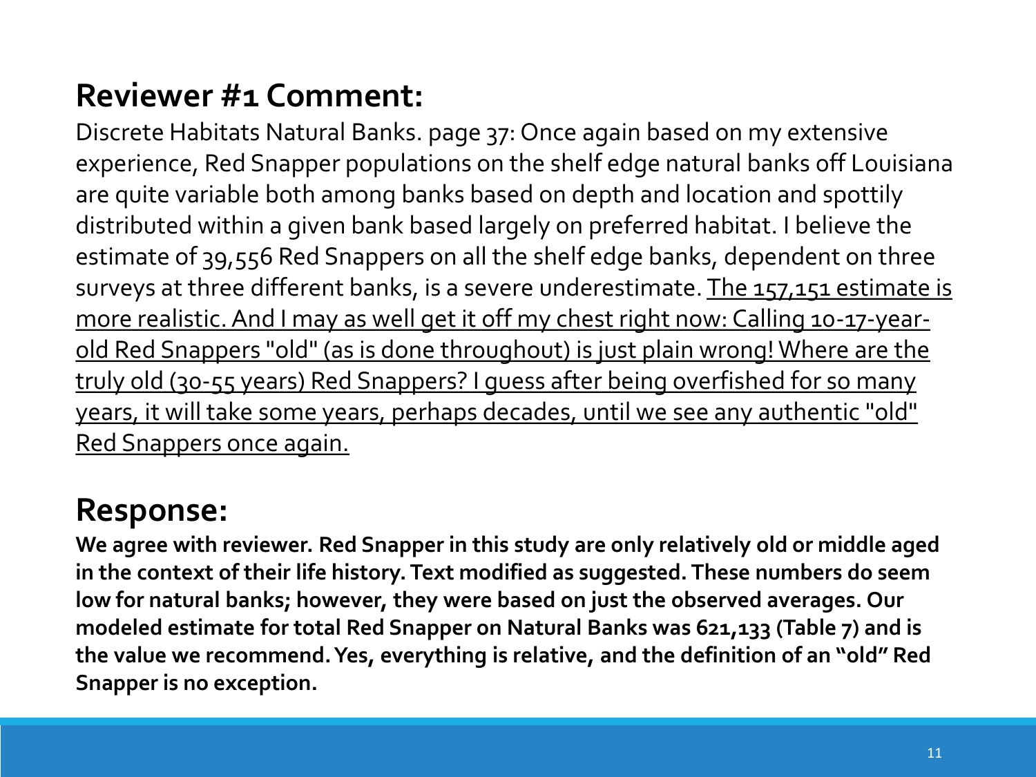## Reviewer #1 Comment:

Discrete Habitats Natural Banks. page 37: Once again based on my extensive experience, Red Snapper populations on the shelf edge natural banks off Louisiana are quite variable both among banks based on depth and location and spottily distributed within a given bank based largely on preferred habitat. I believe the estimate of 39,556 Red Snappers on all the shelf edge banks, dependent on three surveys at three different banks, is a severe underestimate. <u>The 157,151 estimate is more realistic. And I may as well get it off my chest right now: Calling 10-17-year-old Red Snappers "old" (as is done throughout) is just plain wrong! Where are the truly old (30-55 years) Red Snappers? I guess after being overfished for so many years, it will take some years, perhaps decades, until we see any authentic "old" Red Snappers once again.</u>

## Response:

**We agree with reviewer. Red Snapper in this study are only relatively old or middle aged in the context of their life history. Text modified as suggested. These numbers do seem low for natural banks; however, they were based on just the observed averages. Our modeled estimate for total Red Snapper on Natural Banks was 621,133 (Table 7) and is the value we recommend. Yes, everything is relative, and the definition of an "old" Red Snapper is no exception.**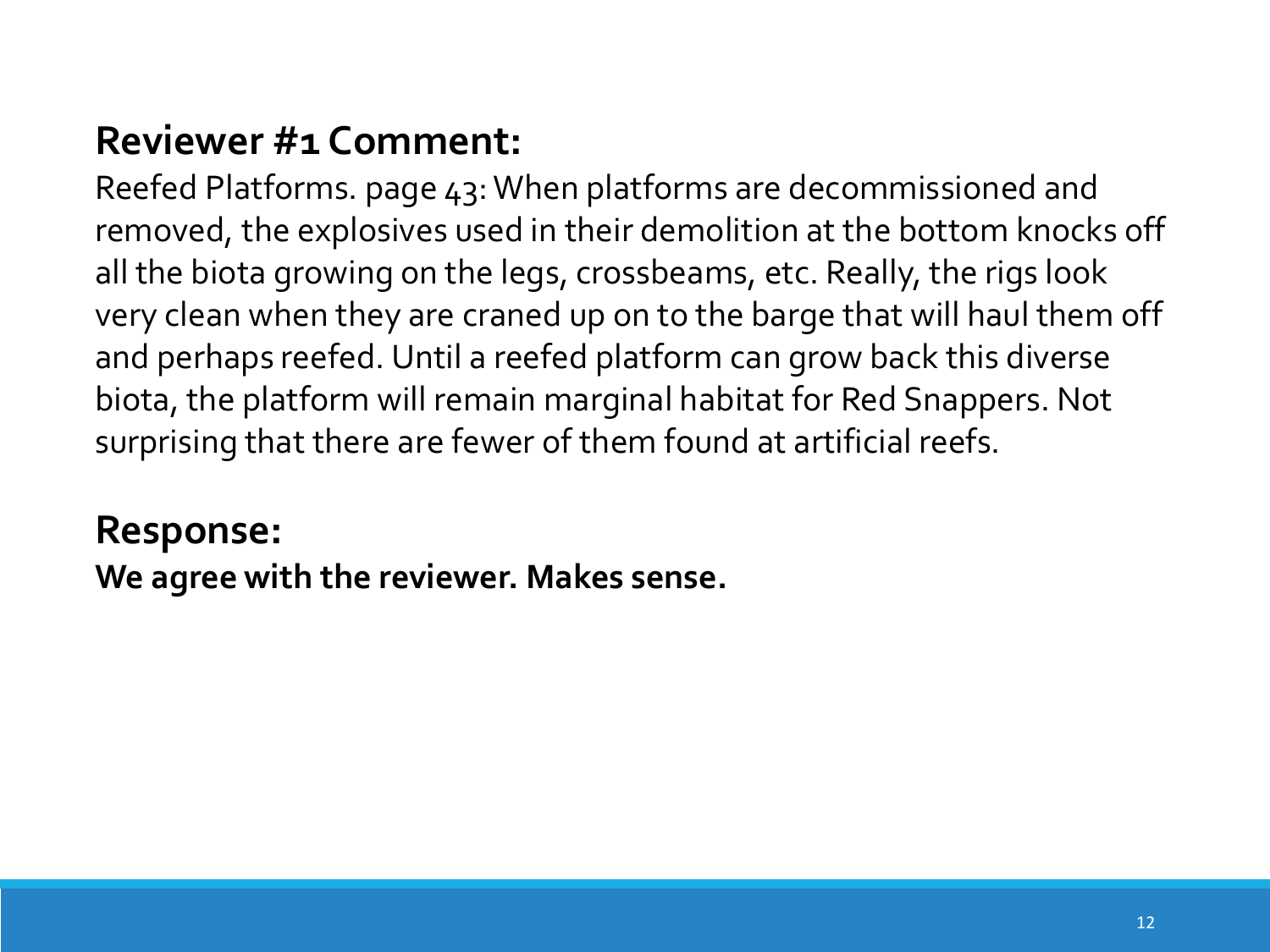## Reviewer #1 Comment:

Reefed Platforms. page 43: When platforms are decommissioned and removed, the explosives used in their demolition at the bottom knocks off all the biota growing on the legs, crossbeams, etc. Really, the rigs look very clean when they are craned up on to the barge that will haul them off and perhaps reefed. Until a reefed platform can grow back this diverse biota, the platform will remain marginal habitat for Red Snappers. Not surprising that there are fewer of them found at artificial reefs.

## Response:

**We agree with the reviewer. Makes sense.**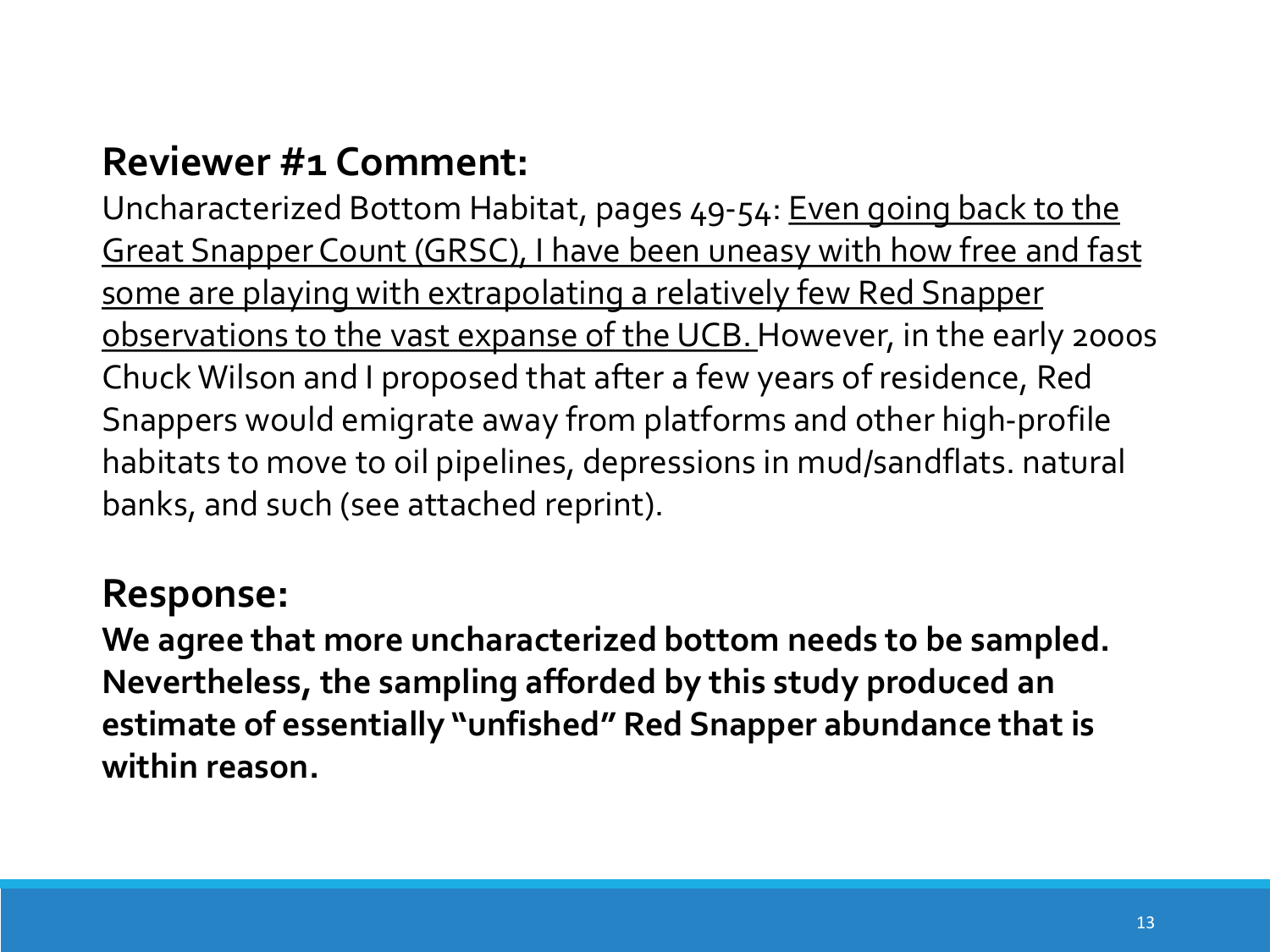## Reviewer #1 Comment:

Uncharacterized Bottom Habitat, pages 49-54: <u>Even going back to the Great Snapper Count (GRSC), I have been uneasy with how free and fast some are playing with extrapolating a relatively few Red Snapper observations to the vast expanse of the UCB.</u> However, in the early 2000s Chuck Wilson and I proposed that after a few years of residence, Red Snappers would emigrate away from platforms and other high-profile habitats to move to oil pipelines, depressions in mud/sandflats. natural banks, and such (see attached reprint).

## Response:

**We agree that more uncharacterized bottom needs to be sampled. Nevertheless, the sampling afforded by this study produced an estimate of essentially "unfished" Red Snapper abundance that is within reason.**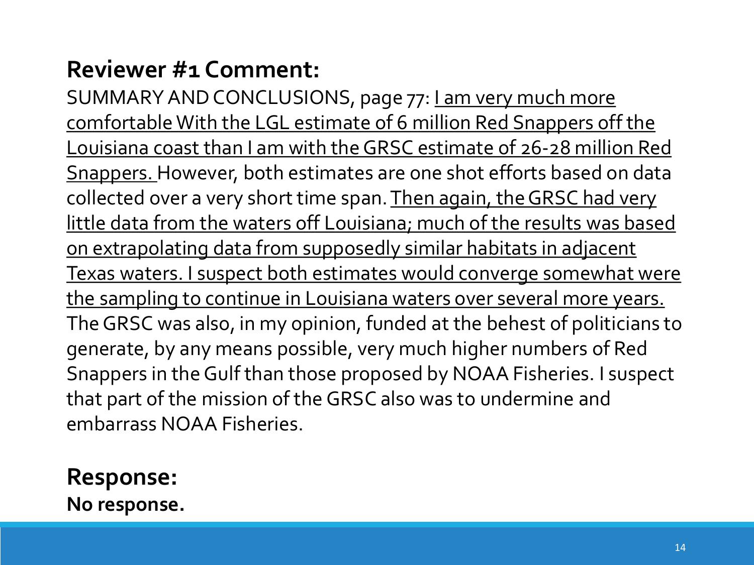## Reviewer #1 Comment:

SUMMARY AND CONCLUSIONS, page 77: <u>I am very much more comfortable With the LGL estimate of 6 million Red Snappers off the Louisiana coast than I am with the GRSC estimate of 26-28 million Red Snappers.</u> However, both estimates are one shot efforts based on data collected over a very short time span. <u>Then again, the GRSC had very little data from the waters off Louisiana; much of the results was based on extrapolating data from supposedly similar habitats in adjacent Texas waters. I suspect both estimates would converge somewhat were the sampling to continue in Louisiana waters over several more years.</u> The GRSC was also, in my opinion, funded at the behest of politicians to generate, by any means possible, very much higher numbers of Red Snappers in the Gulf than those proposed by NOAA Fisheries. I suspect that part of the mission of the GRSC also was to undermine and embarrass NOAA Fisheries.

## Response:

**No response.**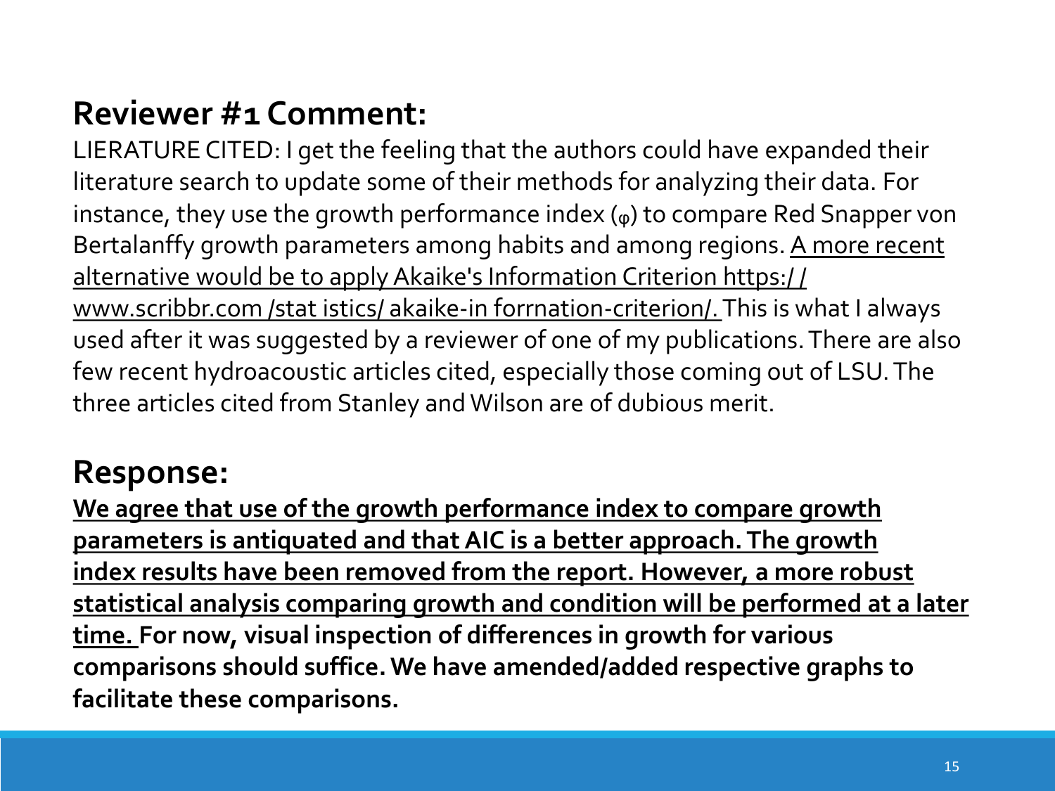## Reviewer #1 Comment:

LIERATURE CITED: I get the feeling that the authors could have expanded their literature search to update some of their methods for analyzing their data. For instance, they use the growth performance index ($\varphi$) to compare Red Snapper von Bertalanffy growth parameters among habits and among regions. <u>A more recent alternative would be to apply Akaike's Information Criterion https://www.scribbr.com /stat istics/ akaike-in forrnation-criterion/.</u> This is what I always used after it was suggested by a reviewer of one of my publications. There are also few recent hydroacoustic articles cited, especially those coming out of LSU. The three articles cited from Stanley and Wilson are of dubious merit.

## Response:

**<u>We agree that use of the growth performance index to compare growth parameters is antiquated and that AIC is a better approach. The growth index results have been removed from the report. However, a more robust statistical analysis comparing growth and condition will be performed at a later time.</u> For now, visual inspection of differences in growth for various comparisons should suffice. We have amended/added respective graphs to facilitate these comparisons.**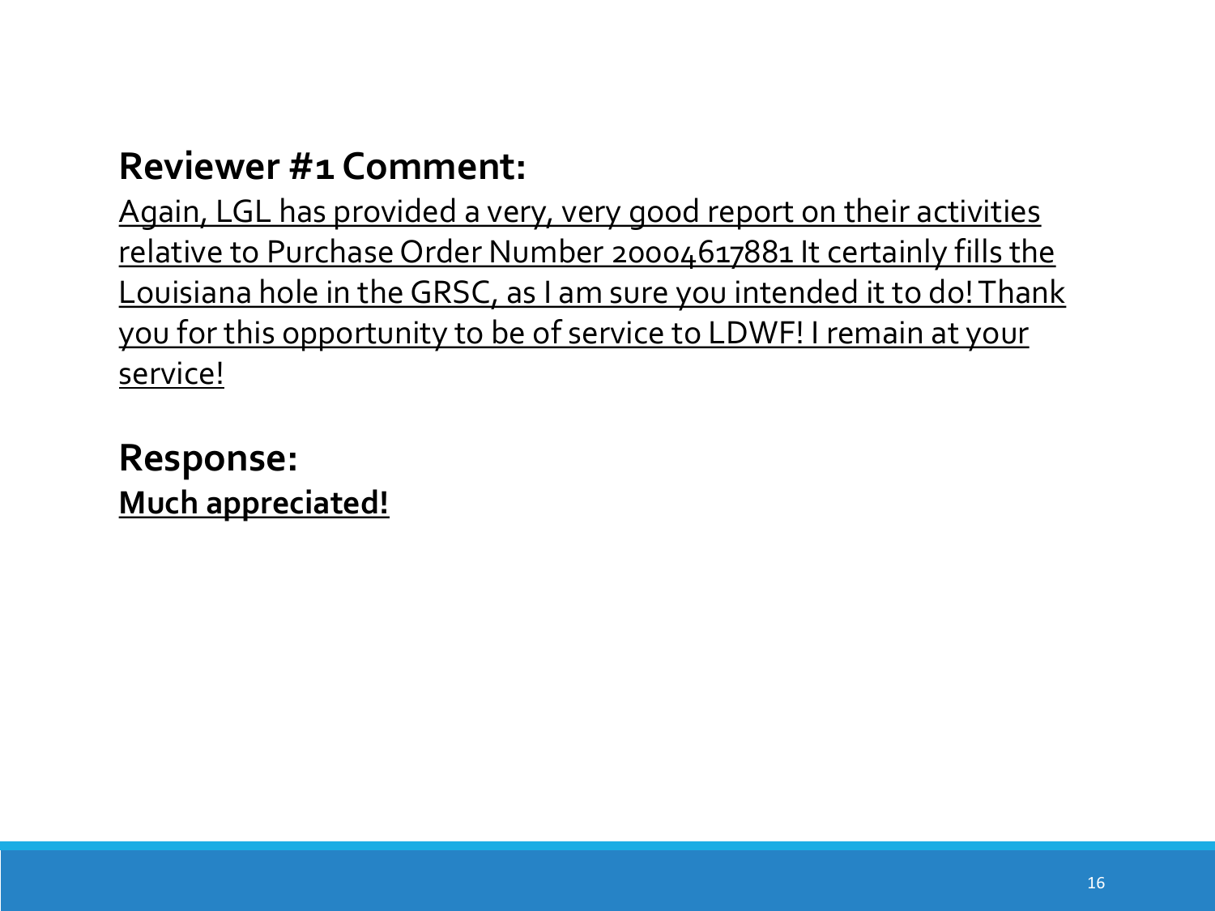**Reviewer #1 Comment:**

Again, LGL has provided a very, very good report on their activities relative to Purchase Order Number 2000461788 It certainly fills the Louisiana hole in the GRSC, as I am sure you intended it to do! Thank you for this opportunity to be of service to LDWF! I remain at your service!

**Response:**

**Much appreciated!**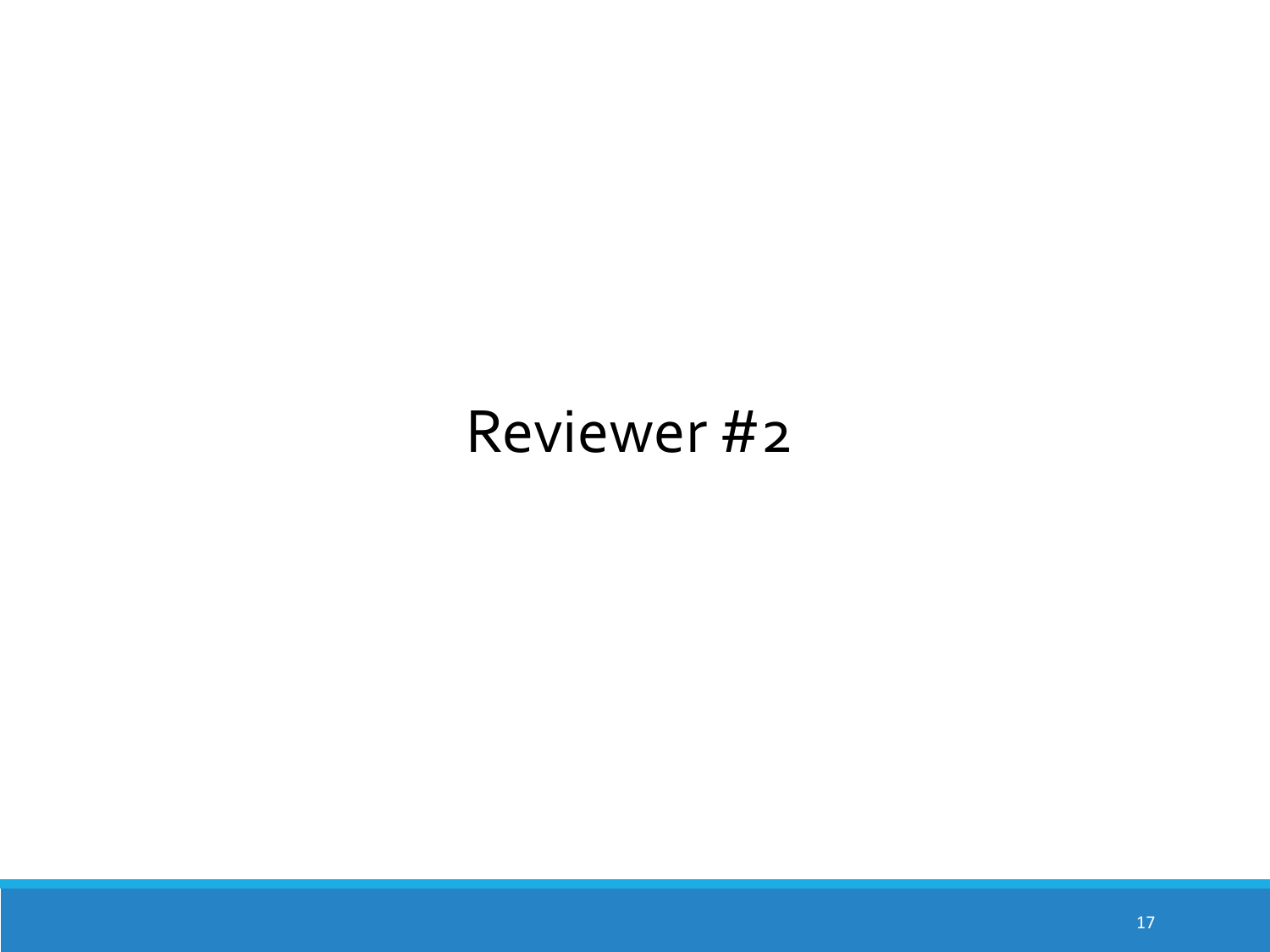# Reviewer #2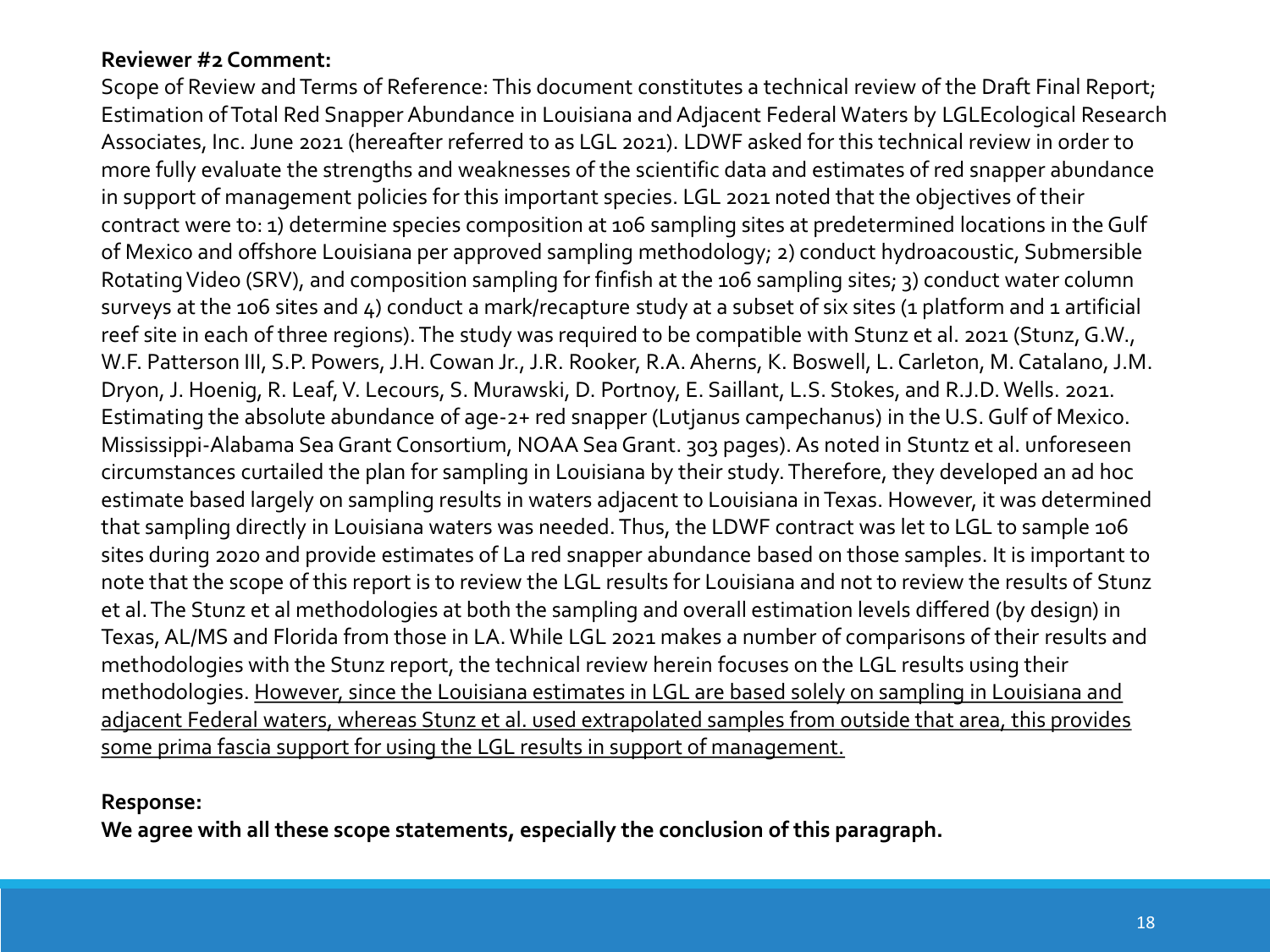**Reviewer #2 Comment:**

Scope of Review and Terms of Reference: This document constitutes a technical review of the Draft Final Report; Estimation of Total Red Snapper Abundance in Louisiana and Adjacent Federal Waters by LGLEcological Research Associates, Inc. June 2021 (hereafter referred to as LGL 2021). LDWF asked for this technical review in order to more fully evaluate the strengths and weaknesses of the scientific data and estimates of red snapper abundance in support of management policies for this important species. LGL 2021 noted that the objectives of their contract were to: 1) determine species composition at 106 sampling sites at predetermined locations in the Gulf of Mexico and offshore Louisiana per approved sampling methodology; 2) conduct hydroacoustic, Submersible Rotating Video (SRV), and composition sampling for finfish at the 106 sampling sites; 3) conduct water column surveys at the 106 sites and 4) conduct a mark/recapture study at a subset of six sites (1 platform and 1 artificial reef site in each of three regions). The study was required to be compatible with Stunz et al. 2021 (Stunz, G.W., W.F. Patterson III, S.P. Powers, J.H. Cowan Jr., J.R. Rooker, R.A. Aherns, K. Boswell, L. Carleton, M. Catalano, J.M. Dryon, J. Hoenig, R. Leaf, V. Lecours, S. Murawski, D. Portnoy, E. Saillant, L.S. Stokes, and R.J.D. Wells. 2021. Estimating the absolute abundance of age-2+ red snapper (Lutjanus campechanus) in the U.S. Gulf of Mexico. Mississippi-Alabama Sea Grant Consortium, NOAA Sea Grant. 303 pages). As noted in Stuntz et al. unforeseen circumstances curtailed the plan for sampling in Louisiana by their study. Therefore, they developed an ad hoc estimate based largely on sampling results in waters adjacent to Louisiana in Texas. However, it was determined that sampling directly in Louisiana waters was needed. Thus, the LDWF contract was let to LGL to sample 106 sites during 2020 and provide estimates of La red snapper abundance based on those samples. It is important to note that the scope of this report is to review the LGL results for Louisiana and not to review the results of Stunz et al. The Stunz et al methodologies at both the sampling and overall estimation levels differed (by design) in Texas, AL/MS and Florida from those in LA. While LGL 2021 makes a number of comparisons of their results and methodologies with the Stunz report, the technical review herein focuses on the LGL results using their methodologies. <u>However, since the Louisiana estimates in LGL are based solely on sampling in Louisiana and adjacent Federal waters, whereas Stunz et al. used extrapolated samples from outside that area, this provides some prima fascia support for using the LGL results in support of management.</u>

**Response:**

**We agree with all these scope statements, especially the conclusion of this paragraph.**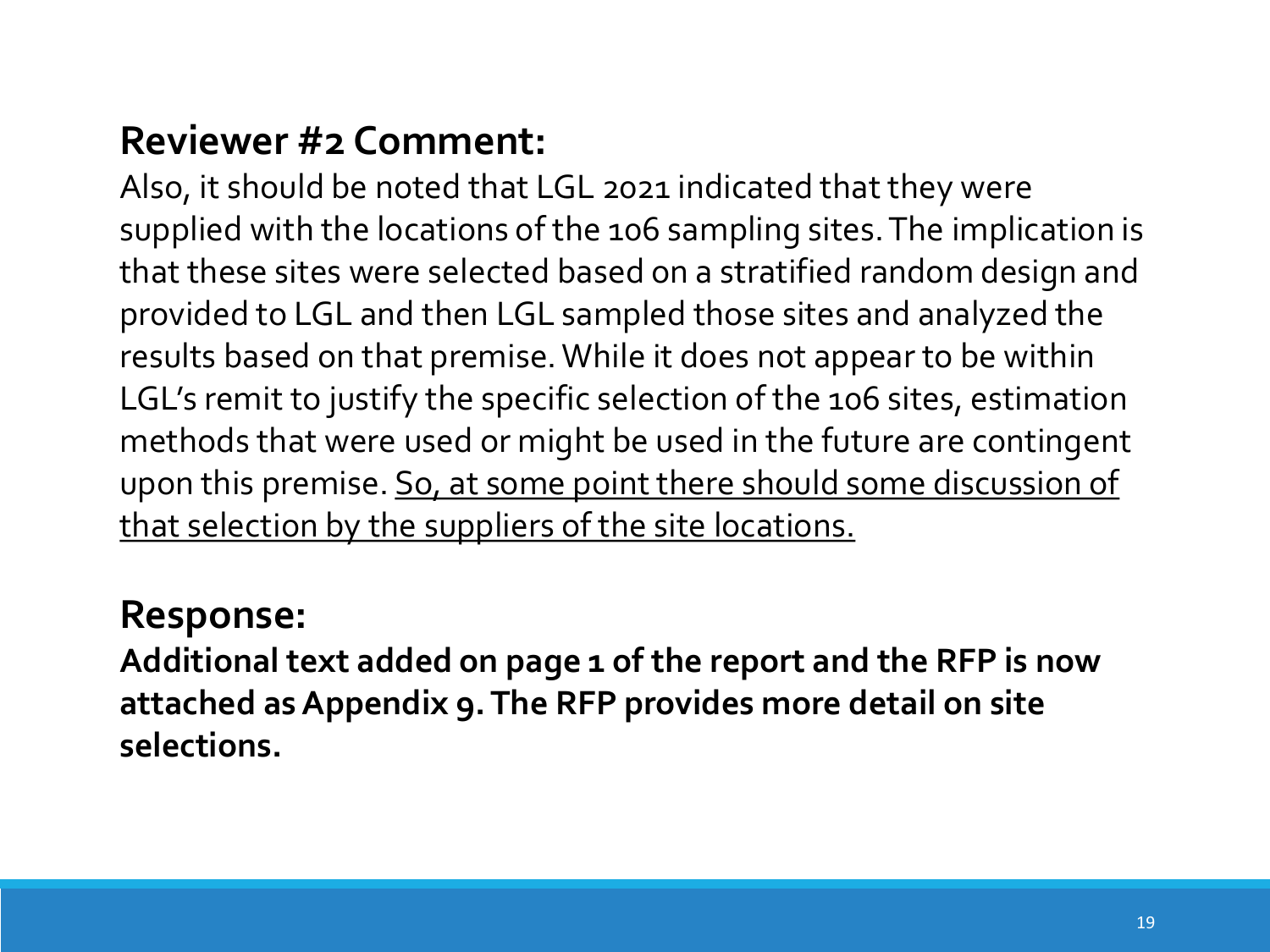## Reviewer #2 Comment:

Also, it should be noted that LGL 2021 indicated that they were supplied with the locations of the 106 sampling sites. The implication is that these sites were selected based on a stratified random design and provided to LGL and then LGL sampled those sites and analyzed the results based on that premise. While it does not appear to be within LGL's remit to justify the specific selection of the 106 sites, estimation methods that were used or might be used in the future are contingent upon this premise. <u>So, at some point there should some discussion of that selection by the suppliers of the site locations.</u>

## Response:

**Additional text added on page 1 of the report and the RFP is now attached as Appendix 9. The RFP provides more detail on site selections.**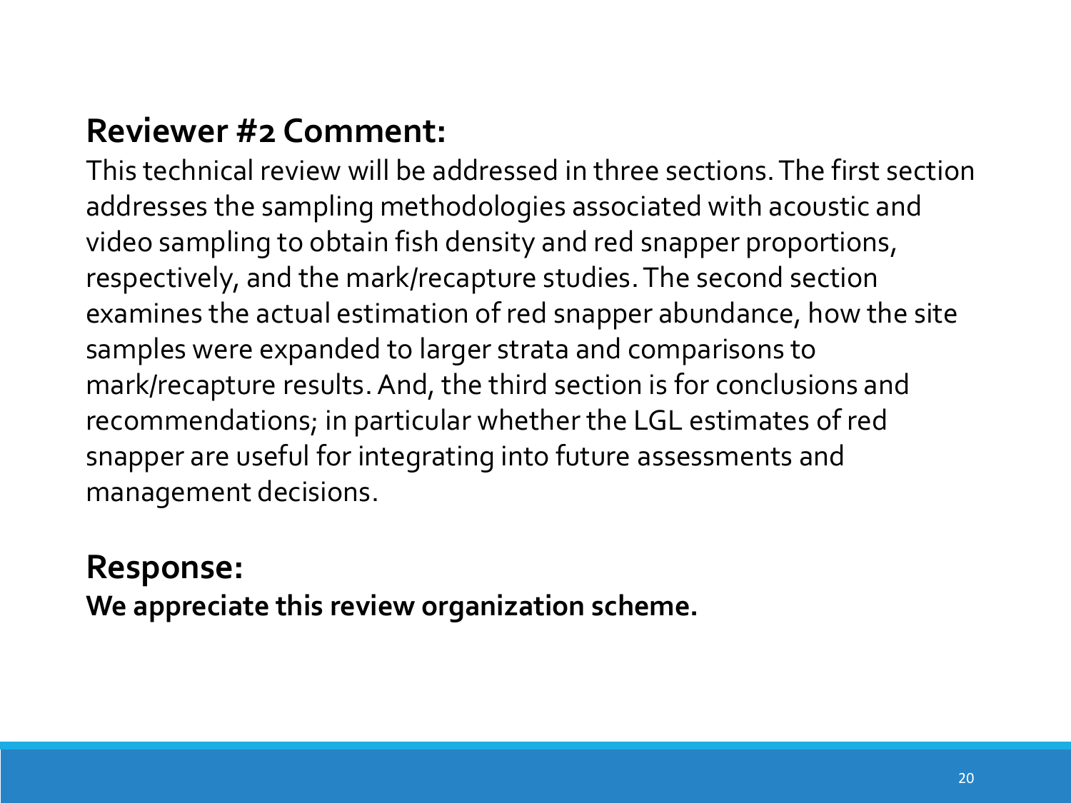## Reviewer #2 Comment:

This technical review will be addressed in three sections. The first section addresses the sampling methodologies associated with acoustic and video sampling to obtain fish density and red snapper proportions, respectively, and the mark/recapture studies. The second section examines the actual estimation of red snapper abundance, how the site samples were expanded to larger strata and comparisons to mark/recapture results. And, the third section is for conclusions and recommendations; in particular whether the LGL estimates of red snapper are useful for integrating into future assessments and management decisions.

## Response:

**We appreciate this review organization scheme.**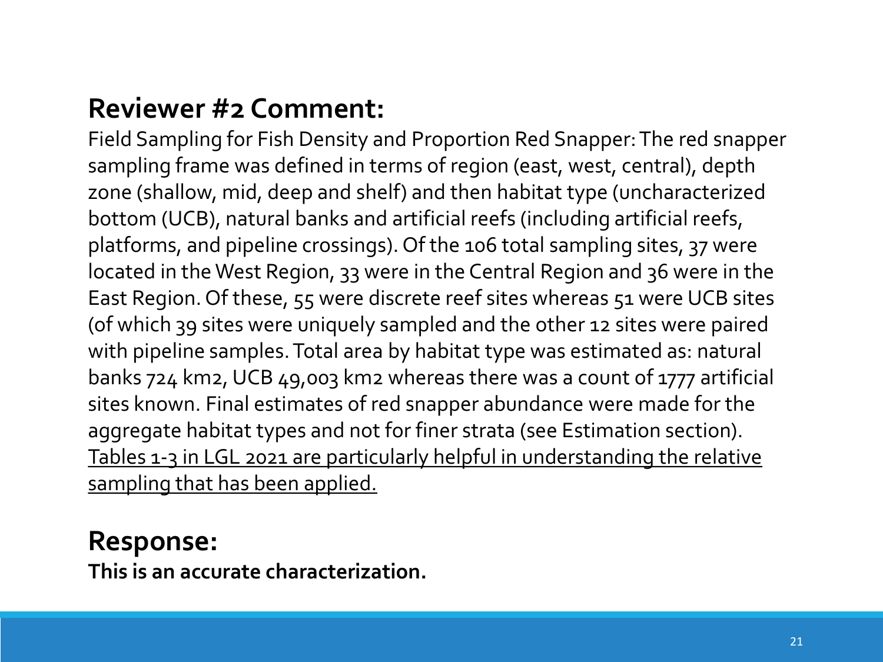## Reviewer #2 Comment:

Field Sampling for Fish Density and Proportion Red Snapper: The red snapper sampling frame was defined in terms of region (east, west, central), depth zone (shallow, mid, deep and shelf) and then habitat type (uncharacterized bottom (UCB), natural banks and artificial reefs (including artificial reefs, platforms, and pipeline crossings). Of the 106 total sampling sites, 37 were located in the West Region, 33 were in the Central Region and 36 were in the East Region. Of these, 55 were discrete reef sites whereas 51 were UCB sites (of which 39 sites were uniquely sampled and the other 12 sites were paired with pipeline samples. Total area by habitat type was estimated as: natural banks 724 km2, UCB 49,003 km2 whereas there was a count of 1777 artificial sites known. Final estimates of red snapper abundance were made for the aggregate habitat types and not for finer strata (see Estimation section). <u>Tables 1-3 in LGL 2021 are particularly helpful in understanding the relative sampling that has been applied.</u>

## Response:

**This is an accurate characterization.**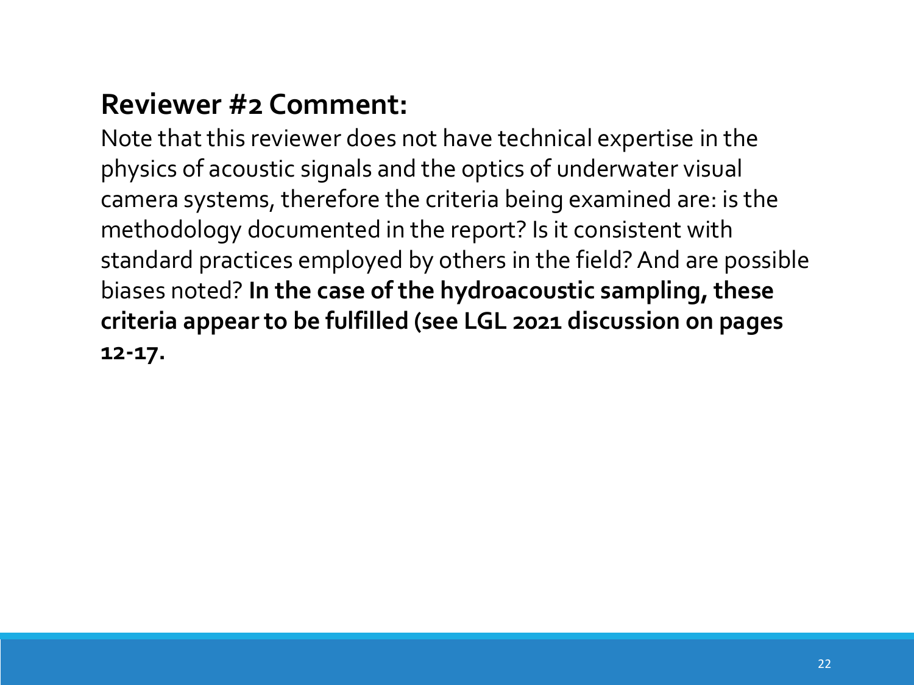## Reviewer #2 Comment:

Note that this reviewer does not have technical expertise in the physics of acoustic signals and the optics of underwater visual camera systems, therefore the criteria being examined are: is the methodology documented in the report? Is it consistent with standard practices employed by others in the field? And are possible biases noted? **In the case of the hydroacoustic sampling, these criteria appear to be fulfilled (see LGL 2021 discussion on pages 12-17.**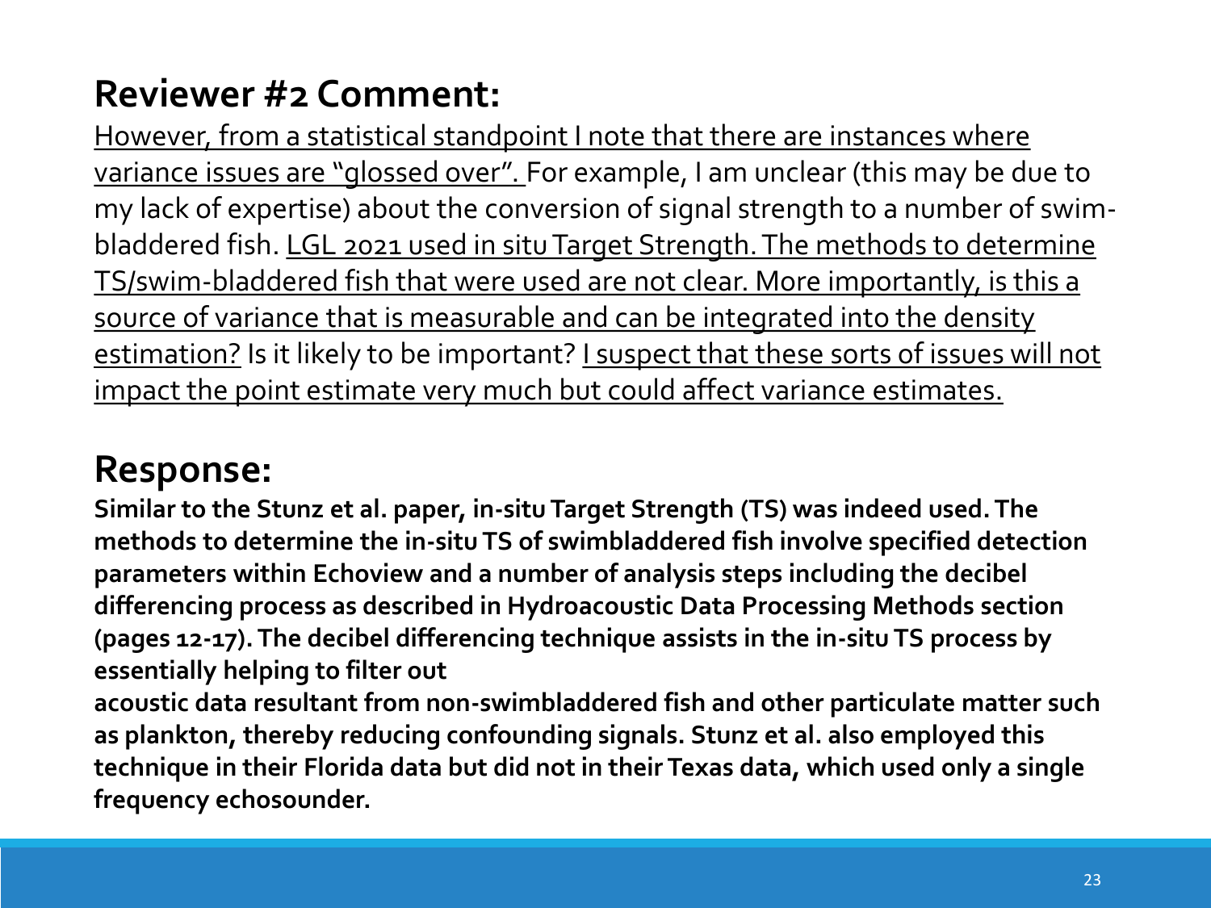## Reviewer #2 Comment:

<u>However, from a statistical standpoint I note that there are instances where variance issues are "glossed over".</u> For example, I am unclear (this may be due to my lack of expertise) about the conversion of signal strength to a number of swim-bladdered fish. <u>LGL 2021 used in situ Target Strength. The methods to determine TS/swim-bladdered fish that were used are not clear. More importantly, is this a source of variance that is measurable and can be integrated into the density estimation?</u> Is it likely to be important? <u>I suspect that these sorts of issues will not impact the point estimate very much but could affect variance estimates.</u>

## Response:

**Similar to the Stunz et al. paper, in-situ Target Strength (TS) was indeed used. The methods to determine the in-situ TS of swimbladdered fish involve specified detection parameters within Echoview and a number of analysis steps including the decibel differencing process as described in Hydroacoustic Data Processing Methods section (pages 12-17). The decibel differencing technique assists in the in-situ TS process by essentially helping to filter out acoustic data resultant from non-swimbladdered fish and other particulate matter such as plankton, thereby reducing confounding signals. Stunz et al. also employed this technique in their Florida data but did not in their Texas data, which used only a single frequency echosounder.**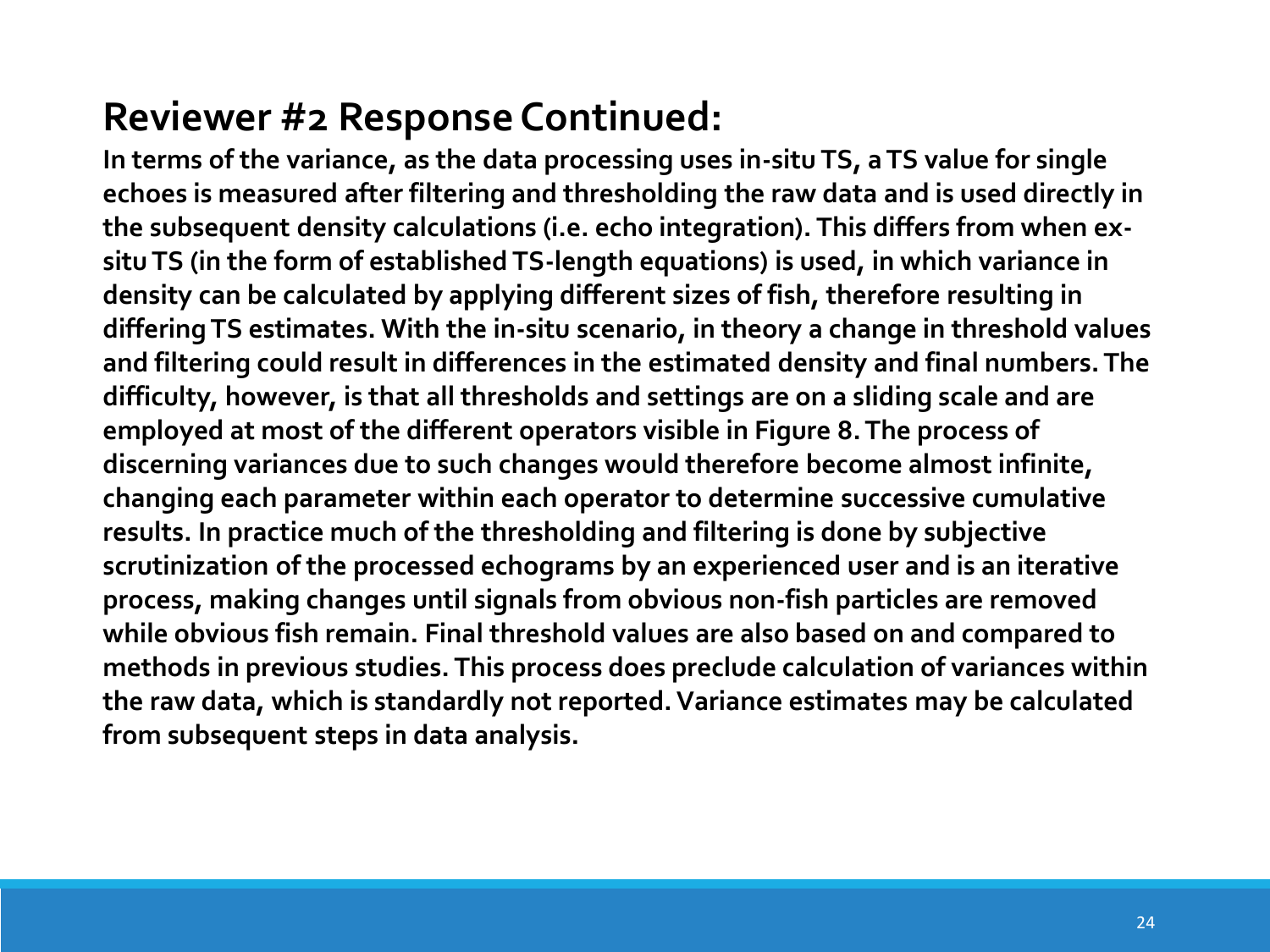## Reviewer #2 Response Continued:

**In terms of the variance, as the data processing uses in-situ TS, a TS value for single echoes is measured after filtering and thresholding the raw data and is used directly in the subsequent density calculations (i.e. echo integration). This differs from when ex-situ TS (in the form of established TS-length equations) is used, in which variance in density can be calculated by applying different sizes of fish, therefore resulting in differing TS estimates. With the in-situ scenario, in theory a change in threshold values and filtering could result in differences in the estimated density and final numbers. The difficulty, however, is that all thresholds and settings are on a sliding scale and are employed at most of the different operators visible in Figure 8. The process of discerning variances due to such changes would therefore become almost infinite, changing each parameter within each operator to determine successive cumulative results. In practice much of the thresholding and filtering is done by subjective scrutinization of the processed echograms by an experienced user and is an iterative process, making changes until signals from obvious non-fish particles are removed while obvious fish remain. Final threshold values are also based on and compared to methods in previous studies. This process does preclude calculation of variances within the raw data, which is standardly not reported. Variance estimates may be calculated from subsequent steps in data analysis.**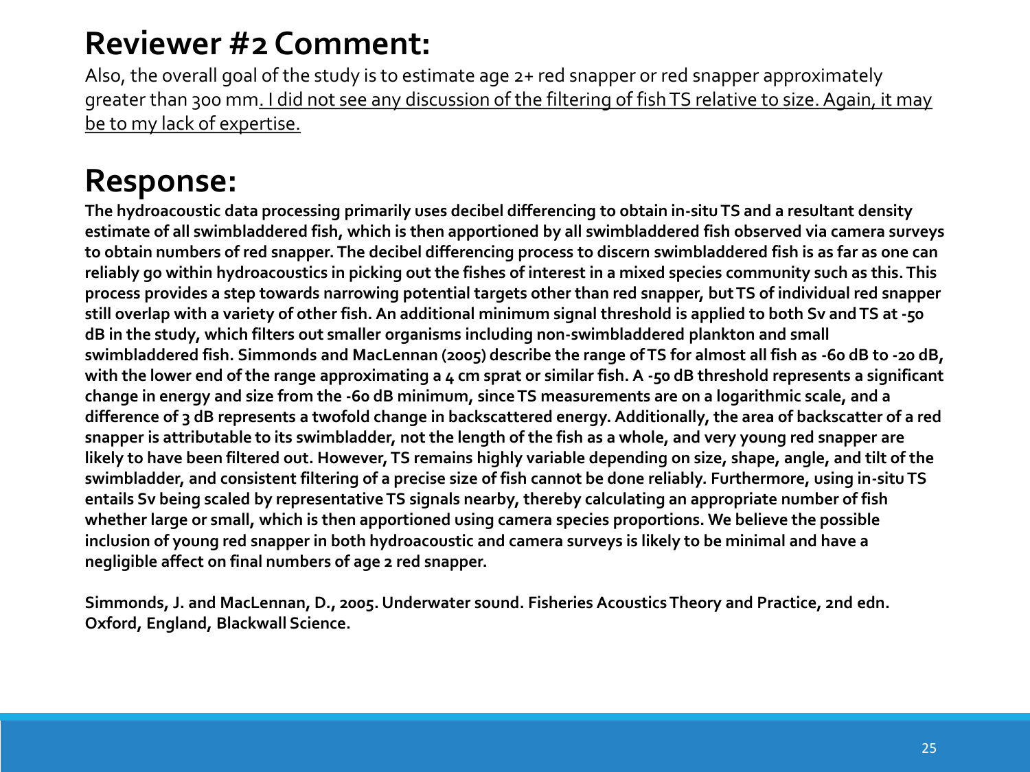# Reviewer #2 Comment:

Also, the overall goal of the study is to estimate age 2+ red snapper or red snapper approximately greater than 300 mm. I did not see any discussion of the filtering of fish TS relative to size. Again, it may be to my lack of expertise.

# Response:

**The hydroacoustic data processing primarily uses decibel differencing to obtain in-situ TS and a resultant density estimate of all swimbladdered fish, which is then apportioned by all swimbladdered fish observed via camera surveys to obtain numbers of red snapper. The decibel differencing process to discern swimbladdered fish is as far as one can reliably go within hydroacoustics in picking out the fishes of interest in a mixed species community such as this. This process provides a step towards narrowing potential targets other than red snapper, but TS of individual red snapper still overlap with a variety of other fish. An additional minimum signal threshold is applied to both Sv and TS at -50 dB in the study, which filters out smaller organisms including non-swimbladdered plankton and small swimbladdered fish. Simmonds and MacLennan (2005) describe the range of TS for almost all fish as -60 dB to -20 dB, with the lower end of the range approximating a 4 cm sprat or similar fish. A -50 dB threshold represents a significant change in energy and size from the -60 dB minimum, since TS measurements are on a logarithmic scale, and a difference of 3 dB represents a twofold change in backscattered energy. Additionally, the area of backscatter of a red snapper is attributable to its swimbladder, not the length of the fish as a whole, and very young red snapper are likely to have been filtered out. However, TS remains highly variable depending on size, shape, angle, and tilt of the swimbladder, and consistent filtering of a precise size of fish cannot be done reliably. Furthermore, using in-situ TS entails Sv being scaled by representative TS signals nearby, thereby calculating an appropriate number of fish whether large or small, which is then apportioned using camera species proportions. We believe the possible inclusion of young red snapper in both hydroacoustic and camera surveys is likely to be minimal and have a negligible affect on final numbers of age 2 red snapper.**

**Simmonds, J. and MacLennan, D., 2005. Underwater sound. Fisheries Acoustics Theory and Practice, 2nd edn. Oxford, England, Blackwall Science.**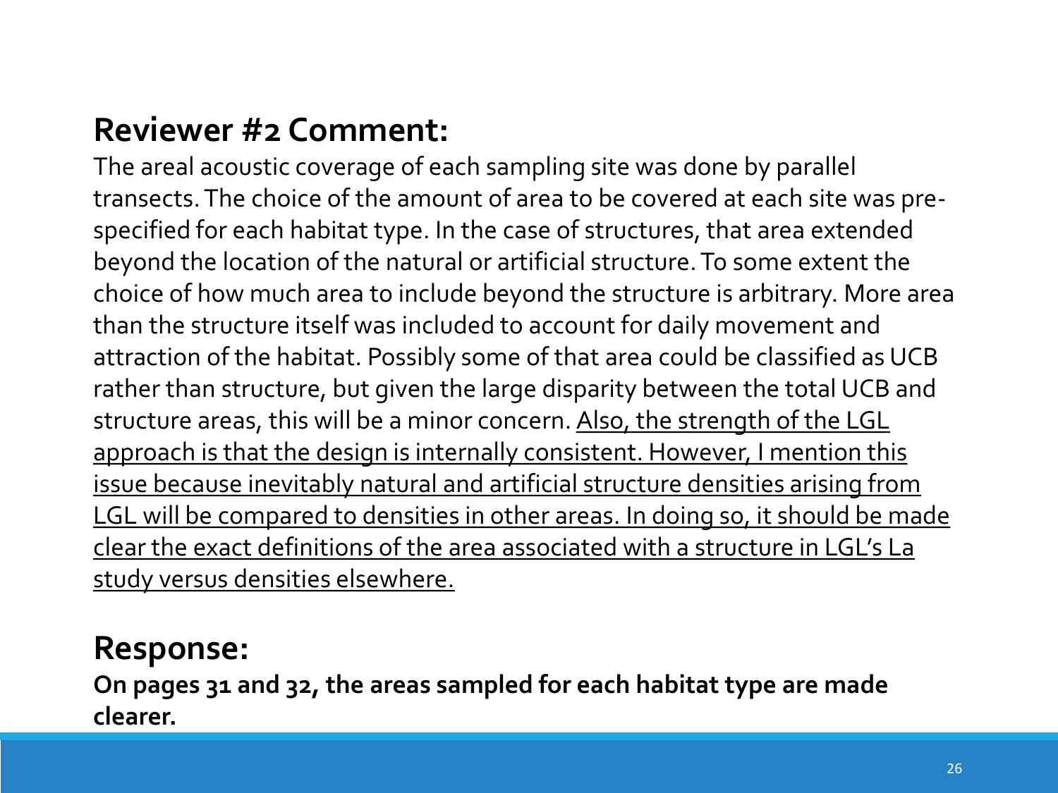## Reviewer #2 Comment:

The areal acoustic coverage of each sampling site was done by parallel transects. The choice of the amount of area to be covered at each site was pre-specified for each habitat type. In the case of structures, that area extended beyond the location of the natural or artificial structure. To some extent the choice of how much area to include beyond the structure is arbitrary. More area than the structure itself was included to account for daily movement and attraction of the habitat. Possibly some of that area could be classified as UCB rather than structure, but given the large disparity between the total UCB and structure areas, this will be a minor concern. <u>Also, the strength of the LGL approach is that the design is internally consistent. However, I mention this issue because inevitably natural and artificial structure densities arising from LGL will be compared to densities in other areas. In doing so, it should be made clear the exact definitions of the area associated with a structure in LGL's La study versus densities elsewhere.</u>

## Response:

**On pages 31 and 32, the areas sampled for each habitat type are made clearer.**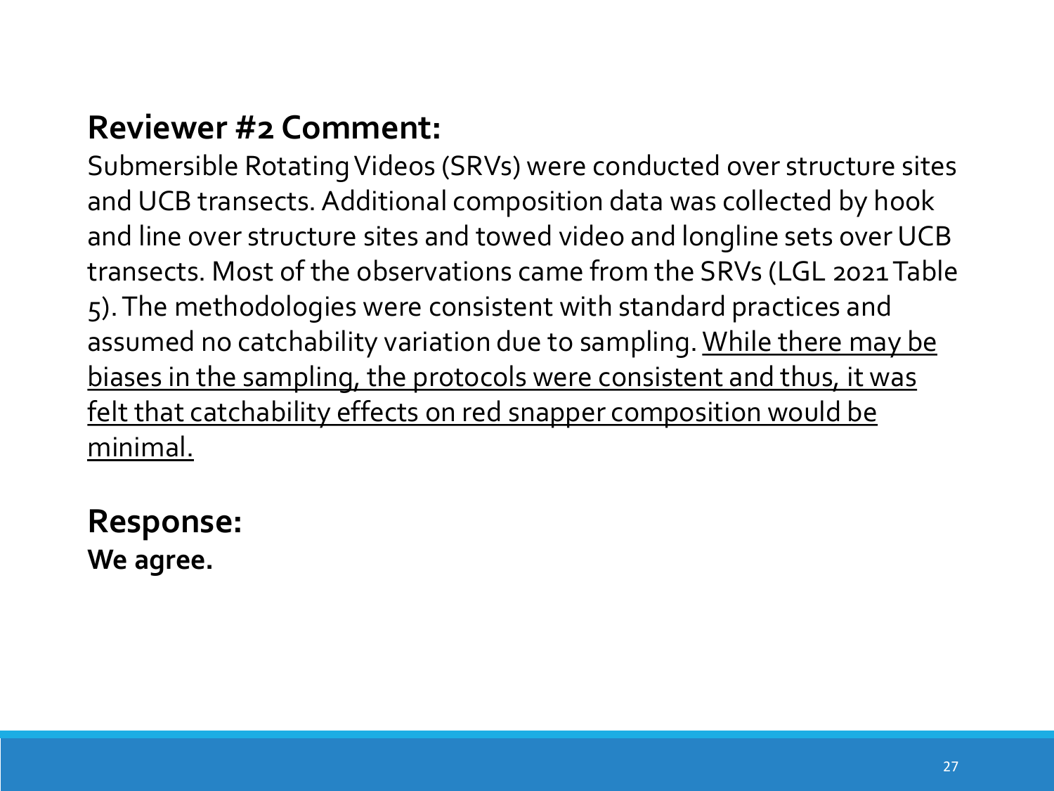**Reviewer #2 Comment:**

Submersible Rotating Videos (SRVs) were conducted over structure sites and UCB transects. Additional composition data was collected by hook and line over structure sites and towed video and longline sets over UCB transects. Most of the observations came from the SRVs (LGL 2021 Table 5). The methodologies were consistent with standard practices and assumed no catchability variation due to sampling. <u>While there may be biases in the sampling, the protocols were consistent and thus, it was felt that catchability effects on red snapper composition would be minimal.</u>

**Response:**

**We agree.**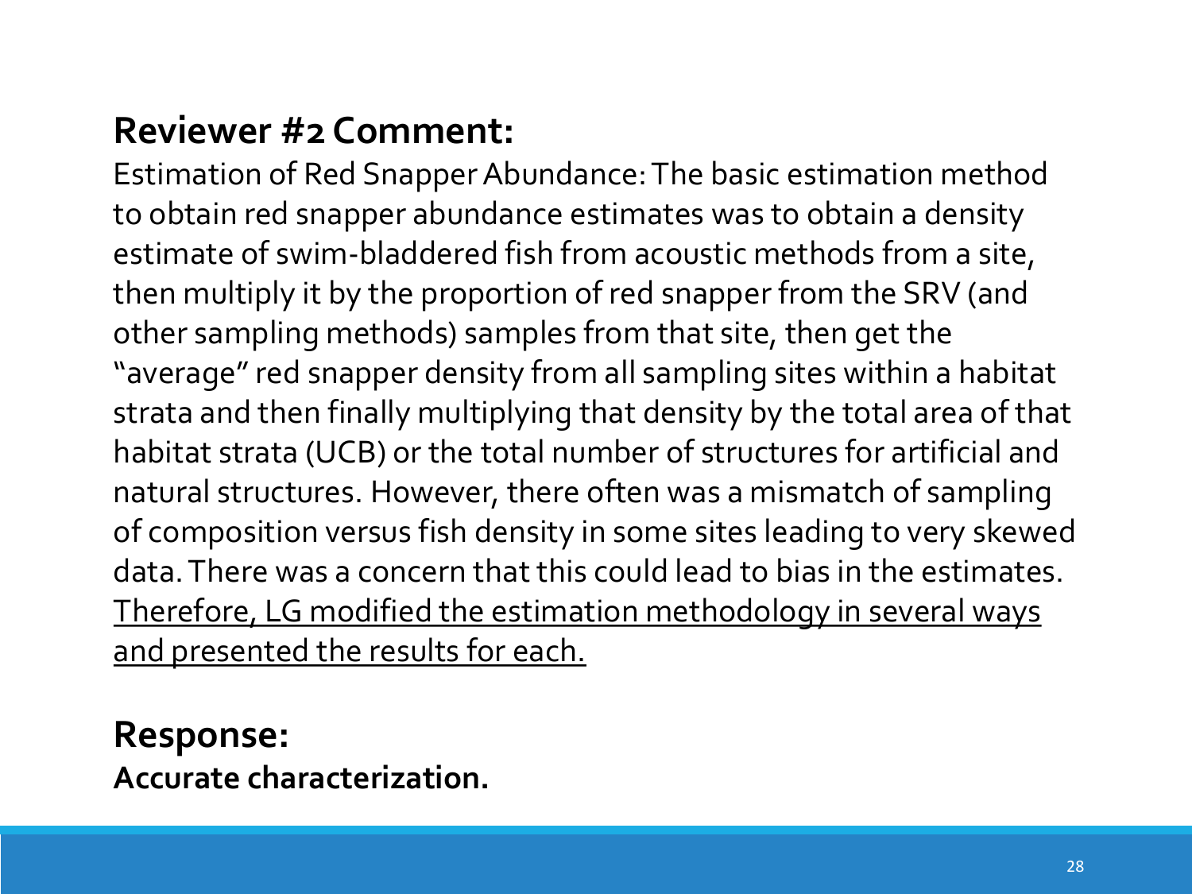## Reviewer #2 Comment:

Estimation of Red Snapper Abundance: The basic estimation method to obtain red snapper abundance estimates was to obtain a density estimate of swim-bladdered fish from acoustic methods from a site, then multiply it by the proportion of red snapper from the SRV (and other sampling methods) samples from that site, then get the "average" red snapper density from all sampling sites within a habitat strata and then finally multiplying that density by the total area of that habitat strata (UCB) or the total number of structures for artificial and natural structures. However, there often was a mismatch of sampling of composition versus fish density in some sites leading to very skewed data. There was a concern that this could lead to bias in the estimates. <u>Therefore, LG modified the estimation methodology in several ways and presented the results for each.</u>

## Response:

**Accurate characterization.**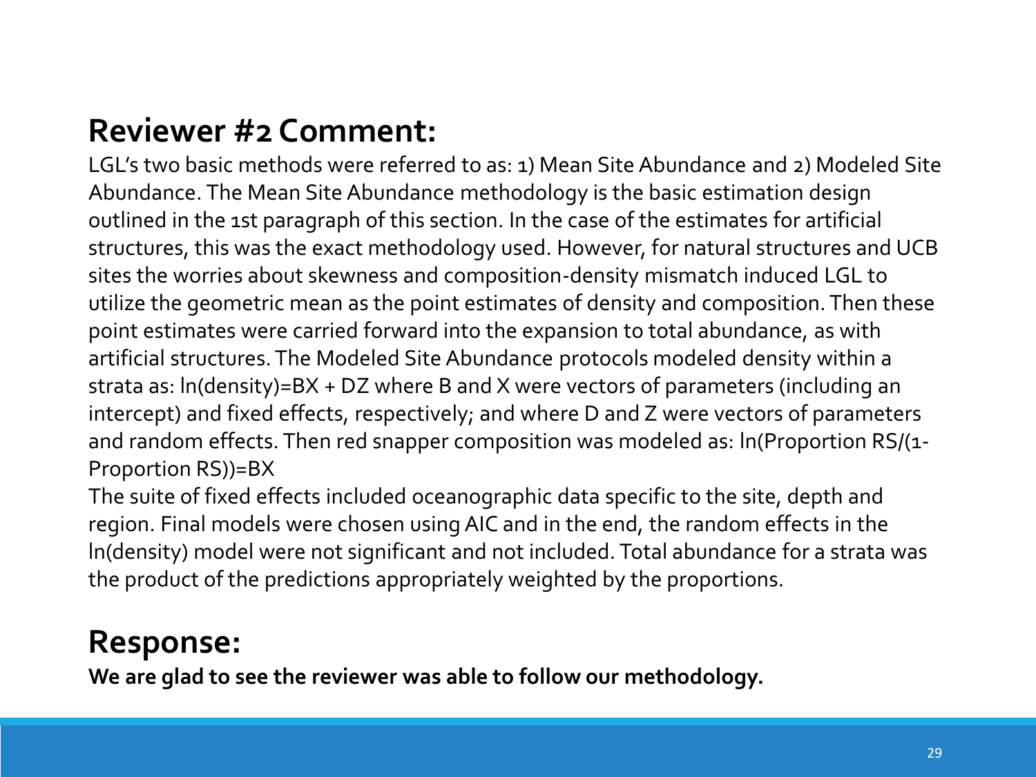## Reviewer #2 Comment:

LGL's two basic methods were referred to as: 1) Mean Site Abundance and 2) Modeled Site Abundance. The Mean Site Abundance methodology is the basic estimation design outlined in the 1st paragraph of this section. In the case of the estimates for artificial structures, this was the exact methodology used. However, for natural structures and UCB sites the worries about skewness and composition-density mismatch induced LGL to utilize the geometric mean as the point estimates of density and composition. Then these point estimates were carried forward into the expansion to total abundance, as with artificial structures. The Modeled Site Abundance protocols modeled density within a strata as: $\ln(\text{density}) = BX + DZ$ where B and X were vectors of parameters (including an intercept) and fixed effects, respectively; and where D and Z were vectors of parameters and random effects. Then red snapper composition was modeled as: $\ln(\text{Proportion RS}/(1-\text{Proportion RS})) = BX$

The suite of fixed effects included oceanographic data specific to the site, depth and region. Final models were chosen using AIC and in the end, the random effects in the ln(density) model were not significant and not included. Total abundance for a strata was the product of the predictions appropriately weighted by the proportions.

## Response:

**We are glad to see the reviewer was able to follow our methodology.**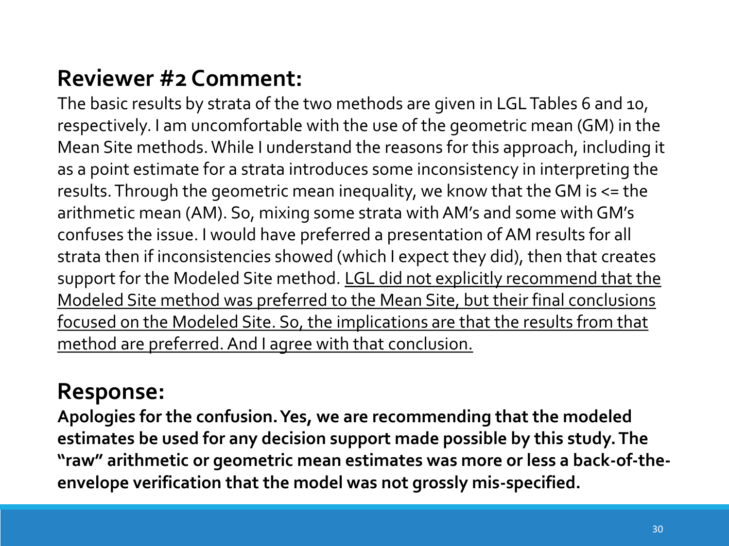## Reviewer #2 Comment:

The basic results by strata of the two methods are given in LGL Tables 6 and 10, respectively. I am uncomfortable with the use of the geometric mean (GM) in the Mean Site methods. While I understand the reasons for this approach, including it as a point estimate for a strata introduces some inconsistency in interpreting the results. Through the geometric mean inequality, we know that the GM is <= the arithmetic mean (AM). So, mixing some strata with AM's and some with GM's confuses the issue. I would have preferred a presentation of AM results for all strata then if inconsistencies showed (which I expect they did), then that creates support for the Modeled Site method. <u>LGL did not explicitly recommend that the Modeled Site method was preferred to the Mean Site, but their final conclusions focused on the Modeled Site. So, the implications are that the results from that method are preferred. And I agree with that conclusion.</u>

## Response:

**Apologies for the confusion. Yes, we are recommending that the modeled estimates be used for any decision support made possible by this study. The "raw" arithmetic or geometric mean estimates was more or less a back-of-the-envelope verification that the model was not grossly mis-specified.**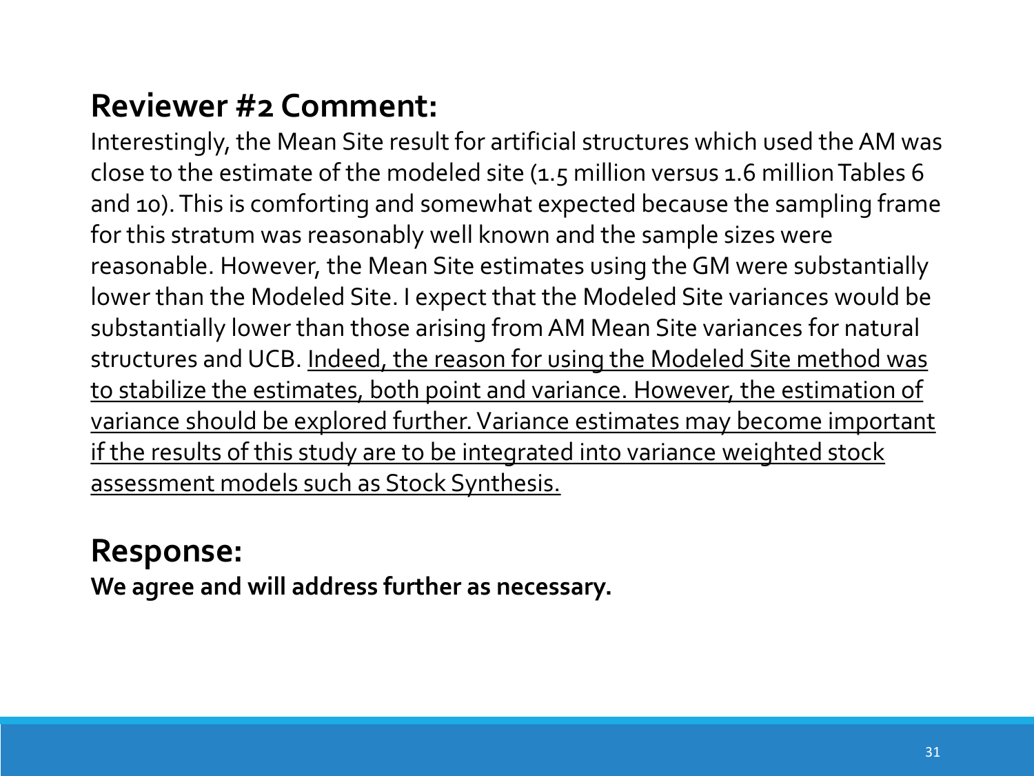## Reviewer #2 Comment:

Interestingly, the Mean Site result for artificial structures which used the AM was close to the estimate of the modeled site (1.5 million versus 1.6 million Tables 6 and 10). This is comforting and somewhat expected because the sampling frame for this stratum was reasonably well known and the sample sizes were reasonable. However, the Mean Site estimates using the GM were substantially lower than the Modeled Site. I expect that the Modeled Site variances would be substantially lower than those arising from AM Mean Site variances for natural structures and UCB. <u>Indeed, the reason for using the Modeled Site method was to stabilize the estimates, both point and variance. However, the estimation of variance should be explored further. Variance estimates may become important if the results of this study are to be integrated into variance weighted stock assessment models such as Stock Synthesis.</u>

## Response:

**We agree and will address further as necessary.**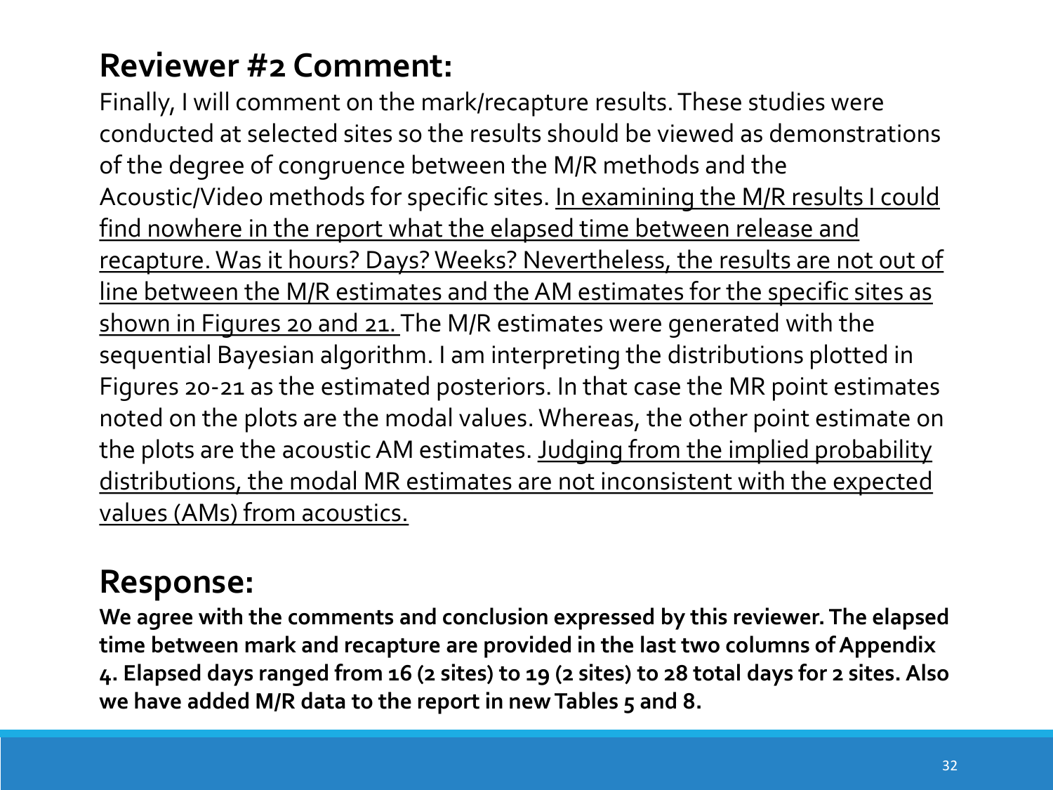## Reviewer #2 Comment:

Finally, I will comment on the mark/recapture results. These studies were conducted at selected sites so the results should be viewed as demonstrations of the degree of congruence between the M/R methods and the Acoustic/Video methods for specific sites. <u>In examining the M/R results I could find nowhere in the report what the elapsed time between release and recapture. Was it hours? Days? Weeks? Nevertheless, the results are not out of line between the M/R estimates and the AM estimates for the specific sites as shown in Figures 20 and 21.</u> The M/R estimates were generated with the sequential Bayesian algorithm. I am interpreting the distributions plotted in Figures 20-21 as the estimated posteriors. In that case the MR point estimates noted on the plots are the modal values. Whereas, the other point estimate on the plots are the acoustic AM estimates. <u>Judging from the implied probability distributions, the modal MR estimates are not inconsistent with the expected values (AMs) from acoustics.</u>

## Response:

**We agree with the comments and conclusion expressed by this reviewer. The elapsed time between mark and recapture are provided in the last two columns of Appendix 4. Elapsed days ranged from 16 (2 sites) to 19 (2 sites) to 28 total days for 2 sites. Also we have added M/R data to the report in new Tables 5 and 8.**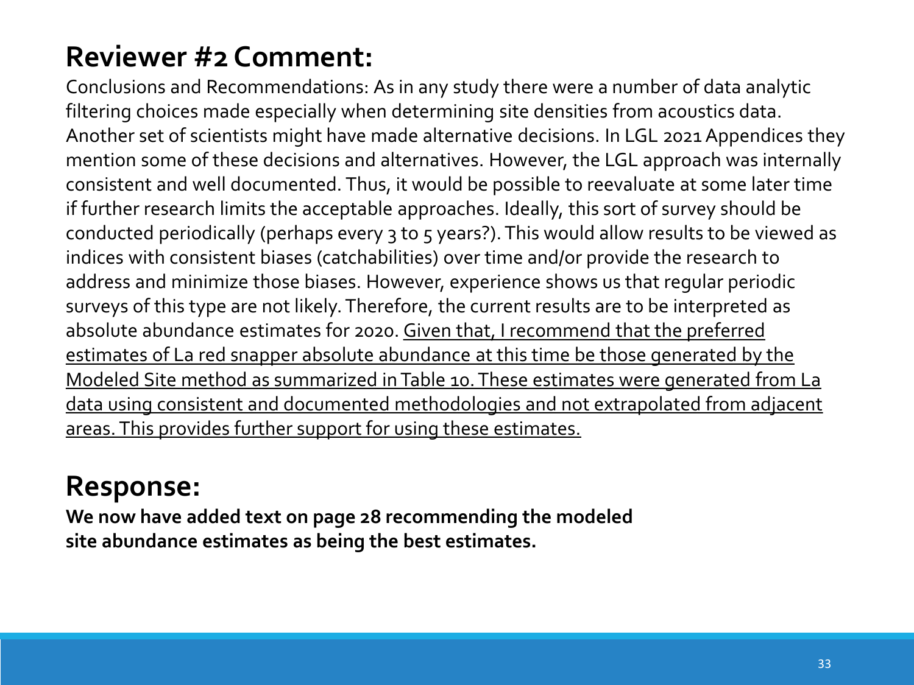## Reviewer #2 Comment:

Conclusions and Recommendations: As in any study there were a number of data analytic filtering choices made especially when determining site densities from acoustics data. Another set of scientists might have made alternative decisions. In LGL 2021 Appendices they mention some of these decisions and alternatives. However, the LGL approach was internally consistent and well documented. Thus, it would be possible to reevaluate at some later time if further research limits the acceptable approaches. Ideally, this sort of survey should be conducted periodically (perhaps every 3 to 5 years?). This would allow results to be viewed as indices with consistent biases (catchabilities) over time and/or provide the research to address and minimize those biases. However, experience shows us that regular periodic surveys of this type are not likely. Therefore, the current results are to be interpreted as absolute abundance estimates for 2020. <u>Given that, I recommend that the preferred estimates of La red snapper absolute abundance at this time be those generated by the Modeled Site method as summarized in Table 10. These estimates were generated from La data using consistent and documented methodologies and not extrapolated from adjacent areas. This provides further support for using these estimates.</u>

## Response:

**We now have added text on page 28 recommending the modeled site abundance estimates as being the best estimates.**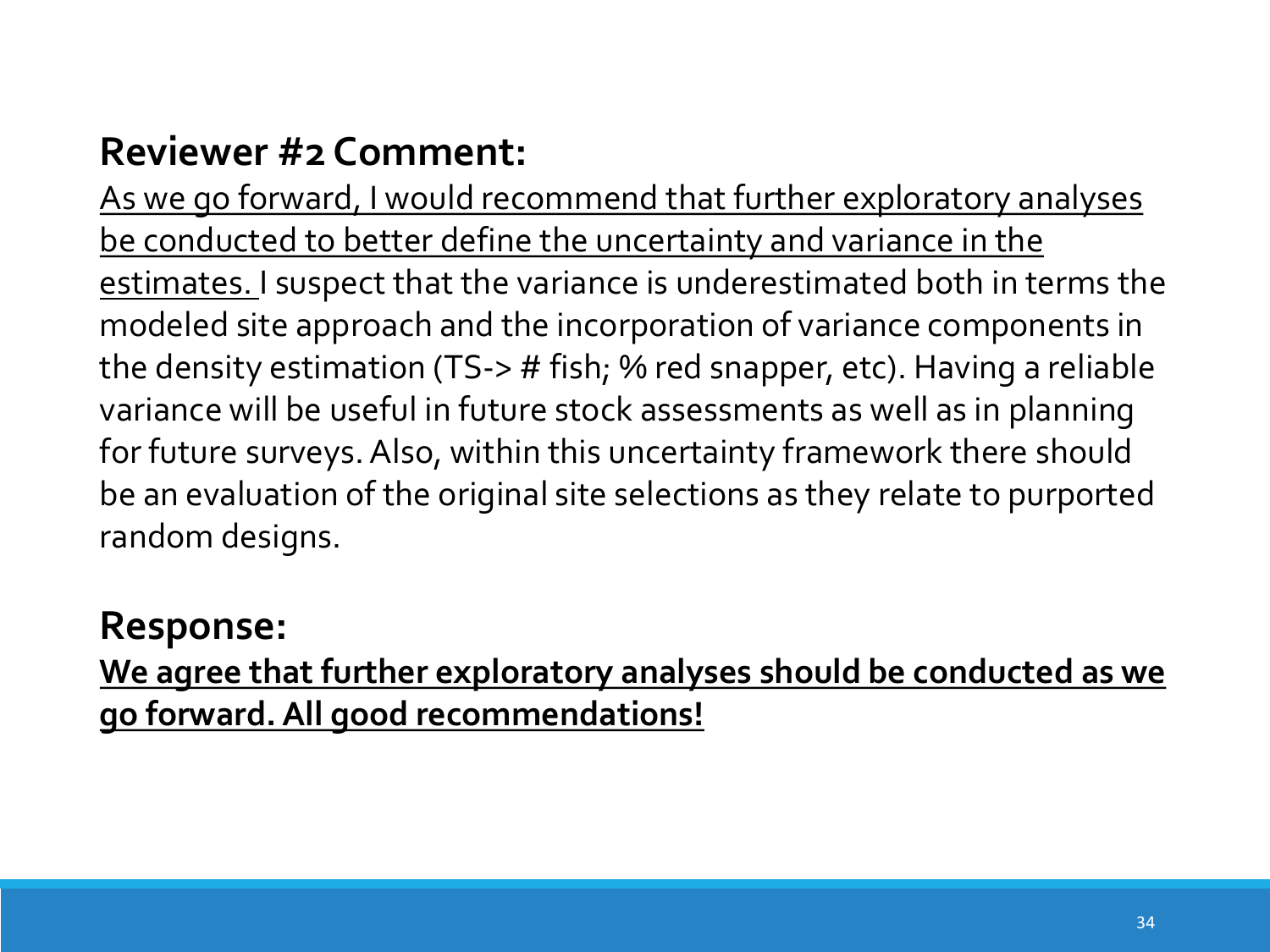## Reviewer #2 Comment:

<u>As we go forward, I would recommend that further exploratory analyses be conducted to better define the uncertainty and variance in the estimates.</u> I suspect that the variance is underestimated both in terms the modeled site approach and the incorporation of variance components in the density estimation (TS-> # fish; % red snapper, etc). Having a reliable variance will be useful in future stock assessments as well as in planning for future surveys. Also, within this uncertainty framework there should be an evaluation of the original site selections as they relate to purported random designs.

## Response:

<u>**We agree that further exploratory analyses should be conducted as we go forward. All good recommendations!**</u>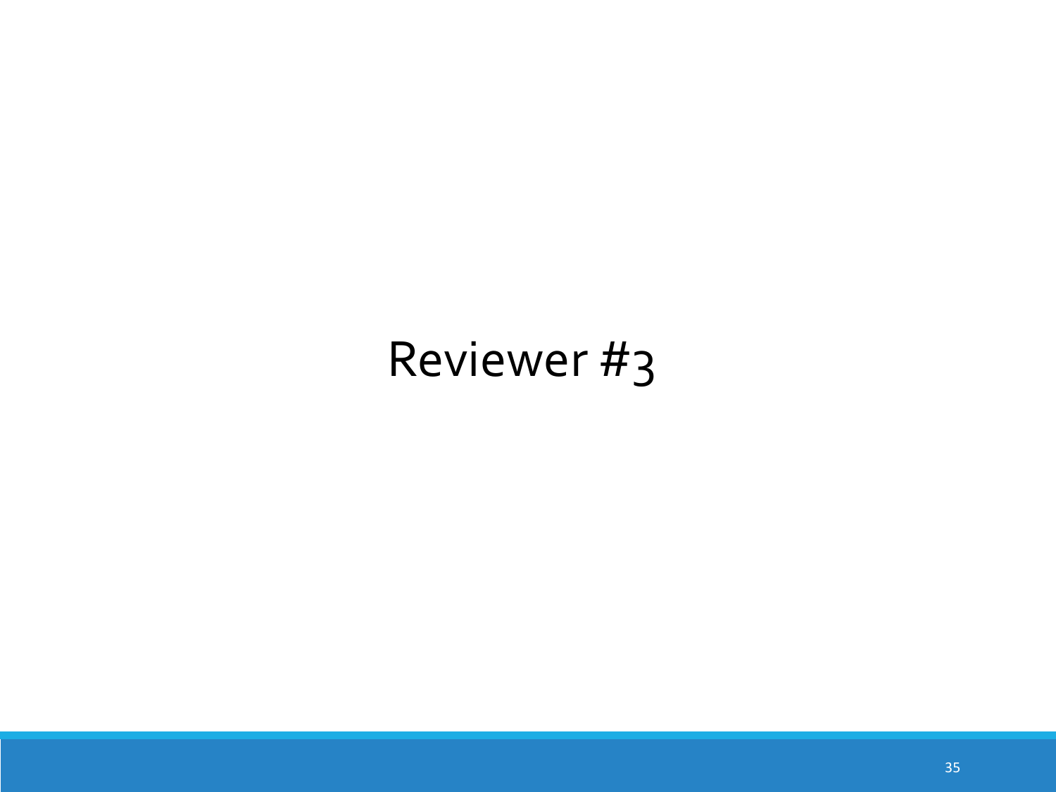# Reviewer #3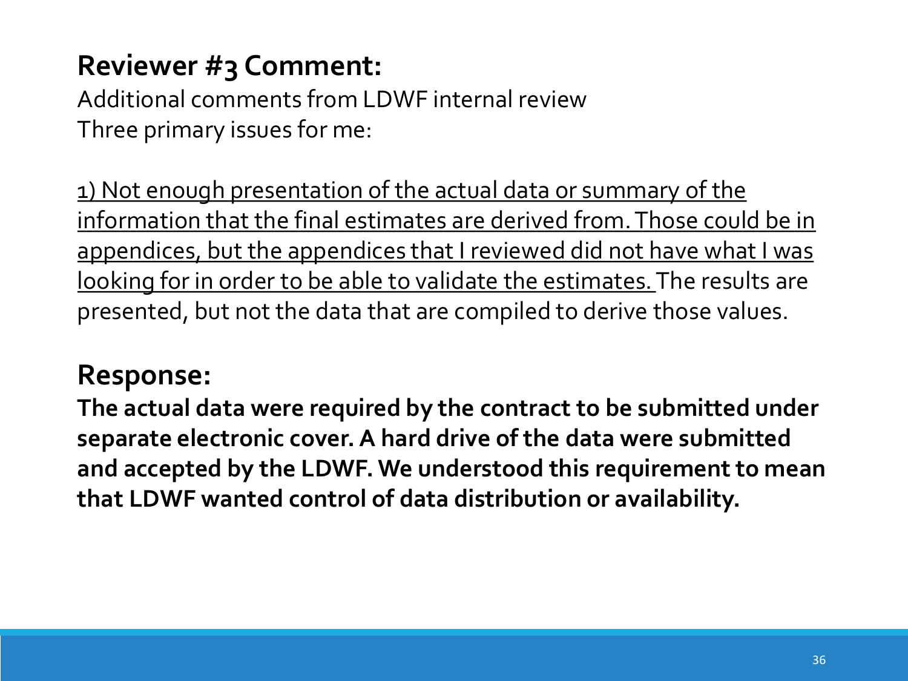## Reviewer #3 Comment:

Additional comments from LDWF internal review
Three primary issues for me:

<u>1) Not enough presentation of the actual data or summary of the information that the final estimates are derived from. Those could be in appendices, but the appendices that I reviewed did not have what I was looking for in order to be able to validate the estimates.</u> The results are presented, but not the data that are compiled to derive those values.

## Response:

**The actual data were required by the contract to be submitted under separate electronic cover. A hard drive of the data were submitted and accepted by the LDWF. We understood this requirement to mean that LDWF wanted control of data distribution or availability.**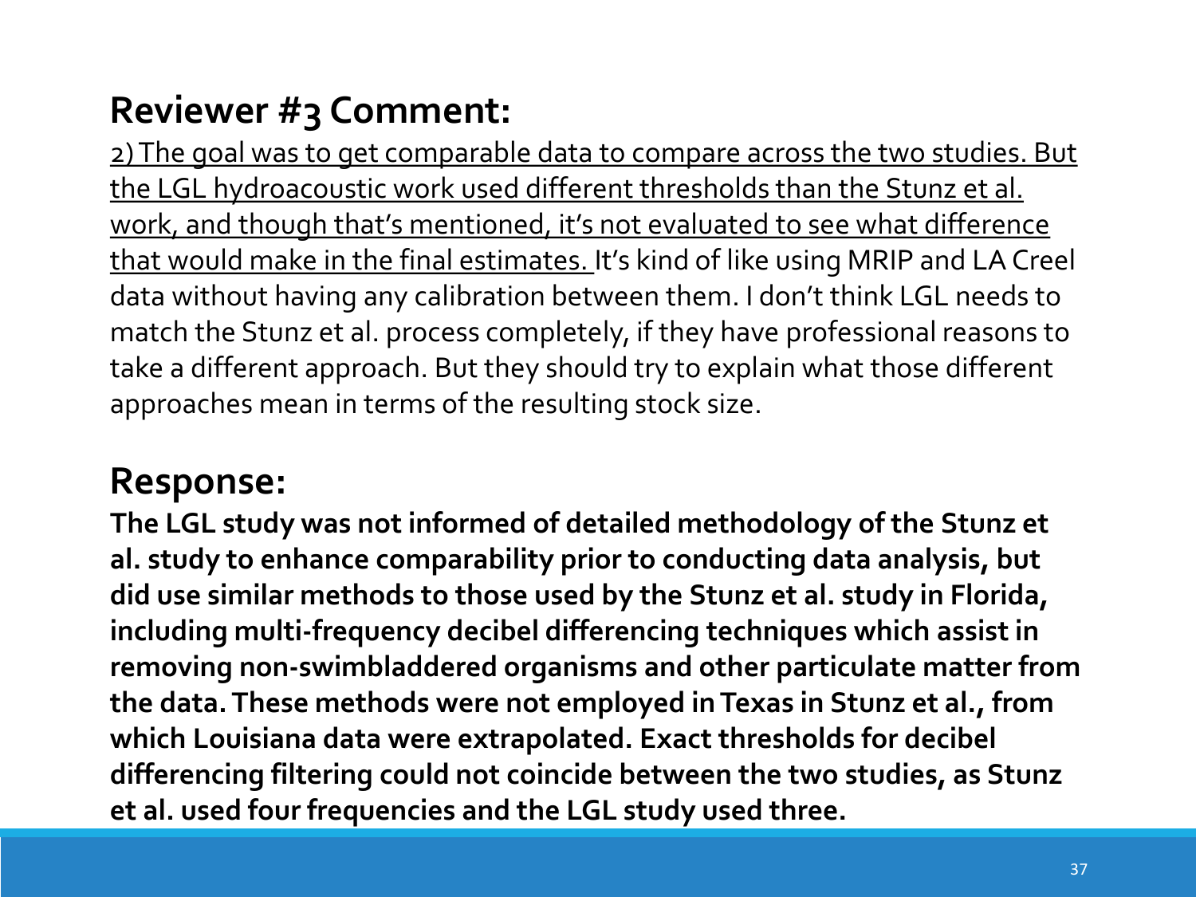## Reviewer #3 Comment:

<u>2) The goal was to get comparable data to compare across the two studies. But the LGL hydroacoustic work used different thresholds than the Stunz et al. work, and though that's mentioned, it's not evaluated to see what difference that would make in the final estimates.</u> It's kind of like using MRIP and LA Creel data without having any calibration between them. I don't think LGL needs to match the Stunz et al. process completely, if they have professional reasons to take a different approach. But they should try to explain what those different approaches mean in terms of the resulting stock size.

## Response:

**The LGL study was not informed of detailed methodology of the Stunz et al. study to enhance comparability prior to conducting data analysis, but did use similar methods to those used by the Stunz et al. study in Florida, including multi-frequency decibel differencing techniques which assist in removing non-swimbladdered organisms and other particulate matter from the data. These methods were not employed in Texas in Stunz et al., from which Louisiana data were extrapolated. Exact thresholds for decibel differencing filtering could not coincide between the two studies, as Stunz et al. used four frequencies and the LGL study used three.**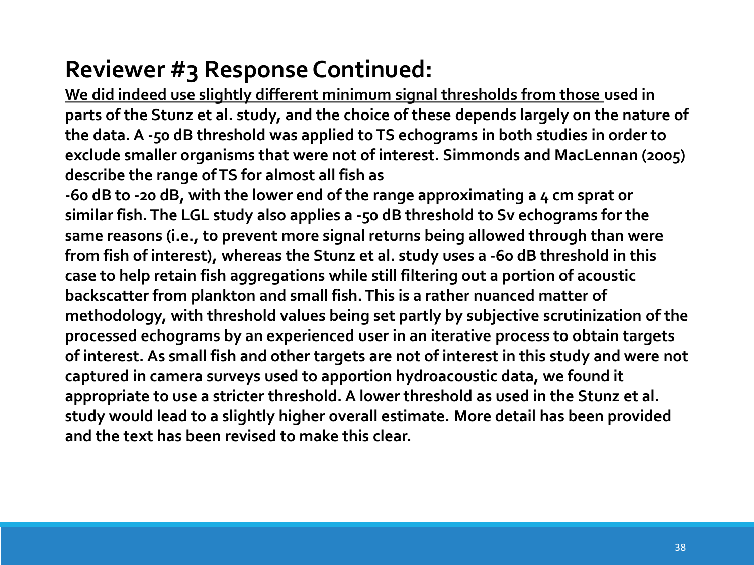## Reviewer #3 Response Continued:

<u>We did indeed use slightly different minimum signal thresholds from those</u> used in parts of the Stunz et al. study, and the choice of these depends largely on the nature of the data. A -50 dB threshold was applied to TS echograms in both studies in order to exclude smaller organisms that were not of interest. Simmonds and MacLennan (2005) describe the range of TS for almost all fish as -60 dB to -20 dB, with the lower end of the range approximating a 4 cm sprat or similar fish. The LGL study also applies a -50 dB threshold to Sv echograms for the same reasons (i.e., to prevent more signal returns being allowed through than were from fish of interest), whereas the Stunz et al. study uses a -60 dB threshold in this case to help retain fish aggregations while still filtering out a portion of acoustic backscatter from plankton and small fish. This is a rather nuanced matter of methodology, with threshold values being set partly by subjective scrutinization of the processed echograms by an experienced user in an iterative process to obtain targets of interest. As small fish and other targets are not of interest in this study and were not captured in camera surveys used to apportion hydroacoustic data, we found it appropriate to use a stricter threshold. A lower threshold as used in the Stunz et al. study would lead to a slightly higher overall estimate. More detail has been provided and the text has been revised to make this clear.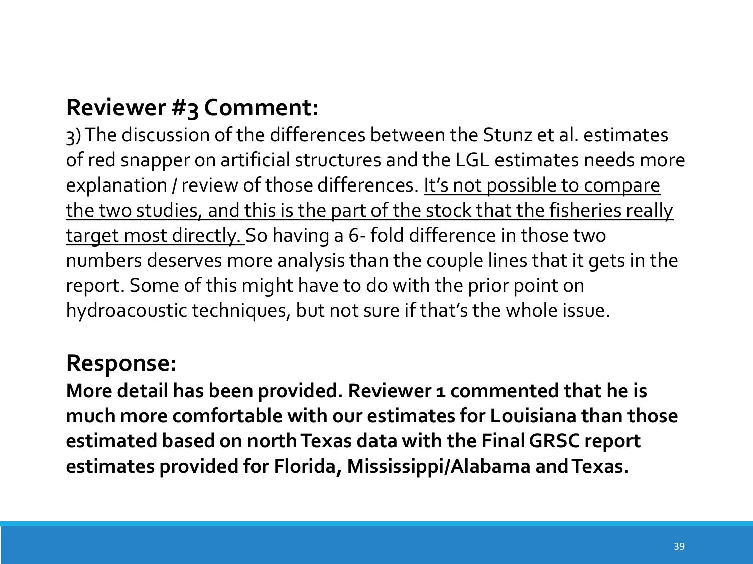## Reviewer #3 Comment:

3) The discussion of the differences between the Stunz et al. estimates of red snapper on artificial structures and the LGL estimates needs more explanation / review of those differences. <u>It's not possible to compare the two studies, and this is the part of the stock that the fisheries really target most directly.</u> So having a 6- fold difference in those two numbers deserves more analysis than the couple lines that it gets in the report. Some of this might have to do with the prior point on hydroacoustic techniques, but not sure if that's the whole issue.

## Response:

**More detail has been provided. Reviewer 1 commented that he is much more comfortable with our estimates for Louisiana than those estimated based on north Texas data with the Final GRSC report estimates provided for Florida, Mississippi/Alabama and Texas.**